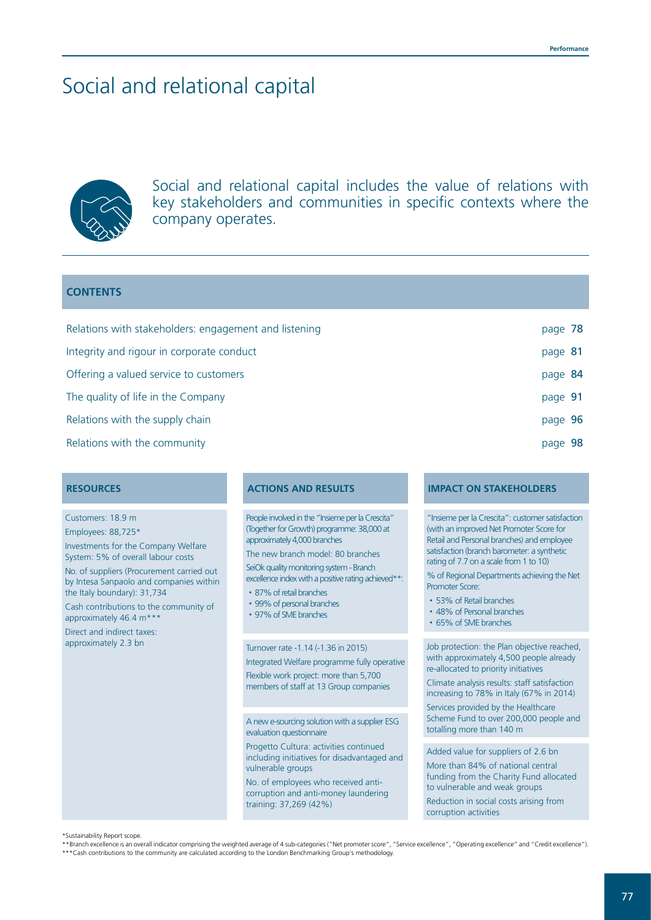# Social and relational capital

Social and relational capital includes the value of relations with key stakeholders and communities in specific contexts where the company operates.

## CONTENTS

| | |
|---|---|
| Relations with stakeholders: engagement and listening | page **78** |
| Integrity and rigour in corporate conduct | page **81** |
| Offering a valued service to customers | page **84** |
| The quality of life in the Company | page **91** |
| Relations with the supply chain | page **96** |
| Relations with the community | page **98** |

| RESOURCES | ACTIONS AND RESULTS | IMPACT ON STAKEHOLDERS |
|---|---|---|
| Customers: 18.9 m<br>Employees: 88,725*<br>Investments for the Company Welfare System: 5% of overall labour costs<br>No. of suppliers (Procurement carried out by Intesa Sanpaolo and companies within the Italy boundary): 31,734<br>Cash contributions to the community of approximately 46.4 m***<br>Direct and indirect taxes: approximately 2.3 bn | People involved in the "Insieme per la Crescita" (Together for Growth) programme: 38,000 at approximately 4,000 branches<br>The new branch model: 80 branches<br>SeiOk quality monitoring system - Branch excellence index with a positive rating achieved**:<br>• 87% of retail branches<br>• 99% of personal branches<br>• 97% of SME branches | "Insieme per la Crescita": customer satisfaction (with an improved Net Promoter Score for Retail and Personal branches) and employee satisfaction (branch barometer: a synthetic rating of 7.7 on a scale from 1 to 10)<br>% of Regional Departments achieving the Net Promoter Score:<br>• 53% of Retail branches<br>• 48% of Personal branches<br>• 65% of SME branches |
| | Turnover rate -1.14 (-1.36 in 2015)<br>Integrated Welfare programme fully operative<br>Flexible work project: more than 5,700 members of staff at 13 Group companies | Job protection: the Plan objective reached, with approximately 4,500 people already re-allocated to priority initiatives<br>Climate analysis results: staff satisfaction increasing to 78% in Italy (67% in 2014)<br>Services provided by the Healthcare Scheme Fund to over 200,000 people and totalling more than 140 m |
| | A new e-sourcing solution with a supplier ESG evaluation questionnaire<br>Progetto Cultura: activities continued including initiatives for disadvantaged and vulnerable groups<br>No. of employees who received anti-corruption and anti-money laundering training: 37,269 (42%) | Added value for suppliers of 2.6 bn<br>More than 84% of national central funding from the Charity Fund allocated to vulnerable and weak groups<br>Reduction in social costs arising from corruption activities |

*Sustainability Report scope.

**Branch excellence is an overall indicator comprising the weighted average of 4 sub-categories ("Net promoter score", "Service excellence", "Operating excellence" and "Credit excellence").

***Cash contributions to the community are calculated according to the London Benchmarking Group's methodology.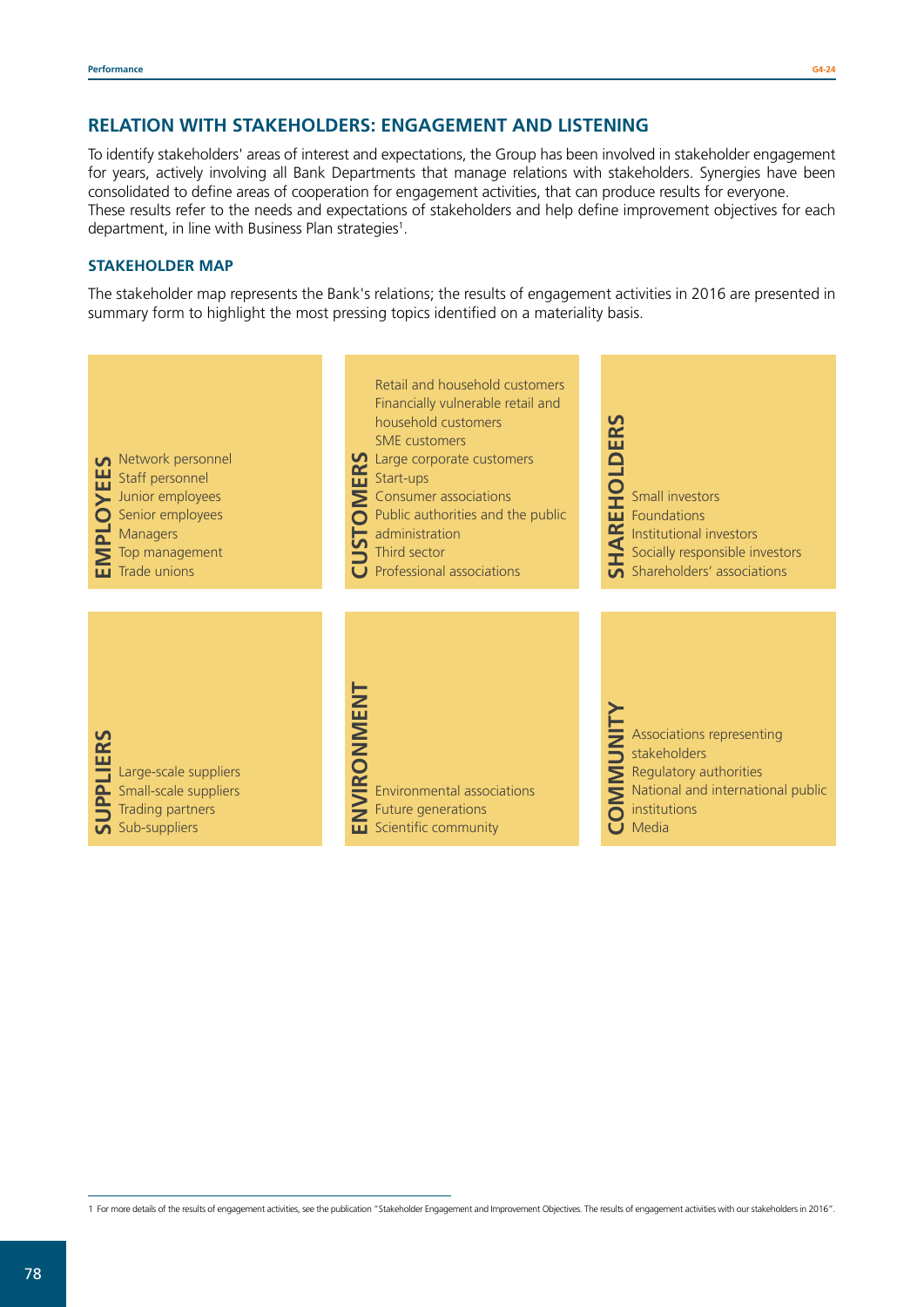## RELATION WITH STAKEHOLDERS: ENGAGEMENT AND LISTENING

To identify stakeholders' areas of interest and expectations, the Group has been involved in stakeholder engagement for years, actively involving all Bank Departments that manage relations with stakeholders. Synergies have been consolidated to define areas of cooperation for engagement activities, that can produce results for everyone.
These results refer to the needs and expectations of stakeholders and help define improvement objectives for each department, in line with Business Plan strategies[1].

### STAKEHOLDER MAP

The stakeholder map represents the Bank's relations; the results of engagement activities in 2016 are presented in summary form to highlight the most pressing topics identified on a materiality basis.

**EMPLOYEES**
- Network personnel
- Staff personnel
- Junior employees
- Senior employees
- Managers
- Top management
- Trade unions

**CUSTOMERS**
- Retail and household customers
- Financially vulnerable retail and household customers
- SME customers
- Large corporate customers
- Start-ups
- Consumer associations
- Public authorities and the public administration
- Third sector
- Professional associations

**SHAREHOLDERS**
- Small investors
- Foundations
- Institutional investors
- Socially responsible investors
- Shareholders' associations

**SUPPLIERS**
- Large-scale suppliers
- Small-scale suppliers
- Trading partners
- Sub-suppliers

**ENVIRONMENT**
- Environmental associations
- Future generations
- Scientific community

**COMMUNITY**
- Associations representing stakeholders
- Regulatory authorities
- National and international public institutions
- Media

1 For more details of the results of engagement activities, see the publication "Stakeholder Engagement and Improvement Objectives. The results of engagement activities with our stakeholders in 2016".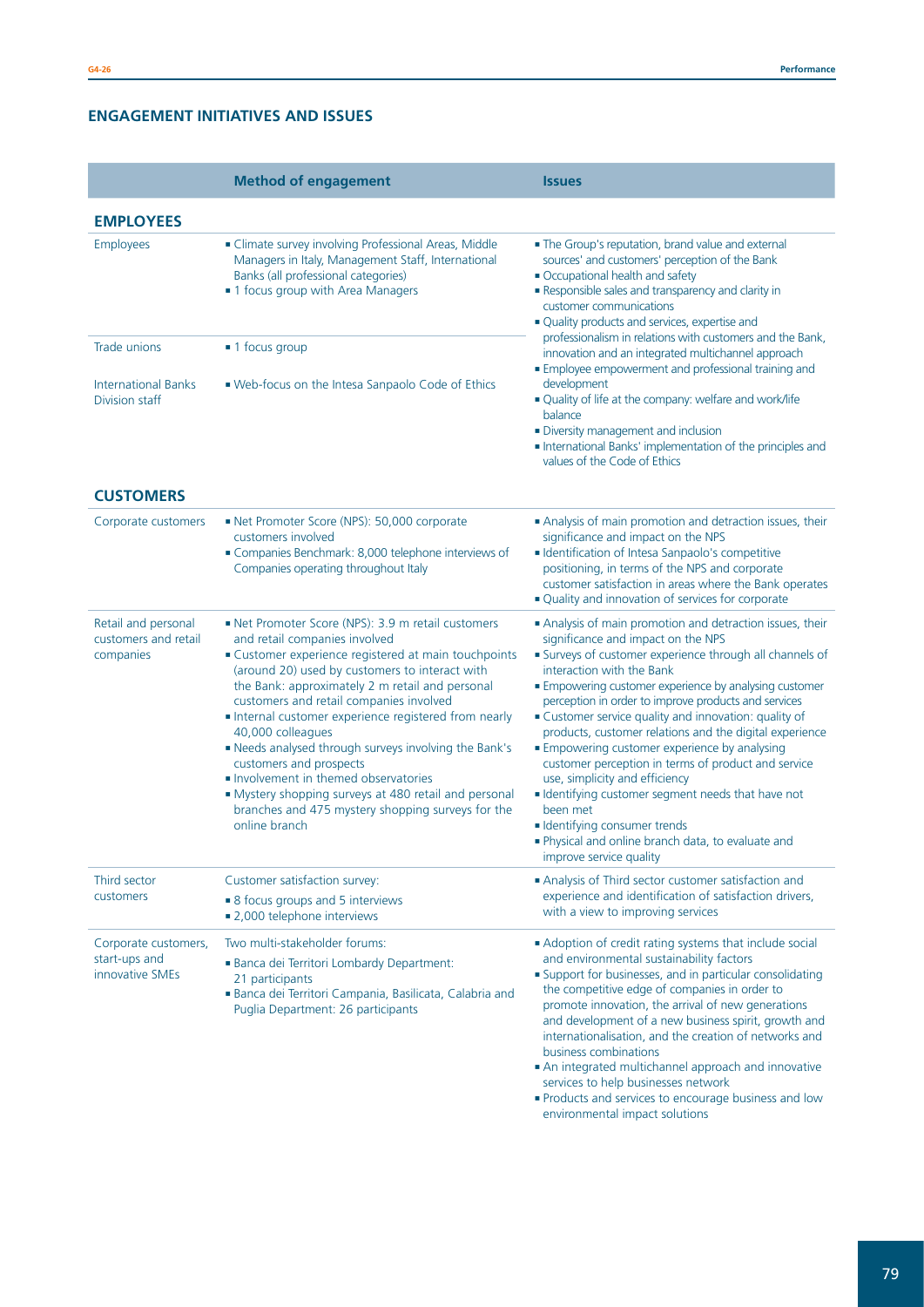## ENGAGEMENT INITIATIVES AND ISSUES

| | Method of engagement | Issues |
|---|---|---|
| **EMPLOYEES** | | |
| Employees | ▪ Climate survey involving Professional Areas, Middle Managers in Italy, Management Staff, International Banks (all professional categories)<br>▪ 1 focus group with Area Managers | ▪ The Group's reputation, brand value and external sources' and customers' perception of the Bank<br>▪ Occupational health and safety<br>▪ Responsible sales and transparency and clarity in customer communications<br>▪ Quality products and services, expertise and professionalism in relations with customers and the Bank, innovation and an integrated multichannel approach<br>▪ Employee empowerment and professional training and development<br>▪ Quality of life at the company: welfare and work/life balance<br>▪ Diversity management and inclusion<br>▪ International Banks' implementation of the principles and values of the Code of Ethics |
| Trade unions | ▪ 1 focus group | |
| International Banks Division staff | ▪ Web-focus on the Intesa Sanpaolo Code of Ethics | |
| **CUSTOMERS** | | |
| Corporate customers | ▪ Net Promoter Score (NPS): 50,000 corporate customers involved<br>▪ Companies Benchmark: 8,000 telephone interviews of Companies operating throughout Italy | ▪ Analysis of main promotion and detraction issues, their significance and impact on the NPS<br>▪ Identification of Intesa Sanpaolo's competitive positioning, in terms of the NPS and corporate customer satisfaction in areas where the Bank operates<br>▪ Quality and innovation of services for corporate |
| Retail and personal customers and retail companies | ▪ Net Promoter Score (NPS): 3.9 m retail customers and retail companies involved<br>▪ Customer experience registered at main touchpoints (around 20) used by customers to interact with the Bank: approximately 2 m retail and personal customers and retail companies involved<br>▪ Internal customer experience registered from nearly 40,000 colleagues<br>▪ Needs analysed through surveys involving the Bank's customers and prospects<br>▪ Involvement in themed observatories<br>▪ Mystery shopping surveys at 480 retail and personal branches and 475 mystery shopping surveys for the online branch | ▪ Analysis of main promotion and detraction issues, their significance and impact on the NPS<br>▪ Surveys of customer experience through all channels of interaction with the Bank<br>▪ Empowering customer experience by analysing customer perception in order to improve products and services<br>▪ Customer service quality and innovation: quality of products, customer relations and the digital experience<br>▪ Empowering customer experience by analysing customer perception in terms of product and service use, simplicity and efficiency<br>▪ Identifying customer segment needs that have not been met<br>▪ Identifying consumer trends<br>▪ Physical and online branch data, to evaluate and improve service quality |
| Third sector customers | Customer satisfaction survey:<br>▪ 8 focus groups and 5 interviews<br>▪ 2,000 telephone interviews | ▪ Analysis of Third sector customer satisfaction and experience and identification of satisfaction drivers, with a view to improving services |
| Corporate customers, start-ups and innovative SMEs | Two multi-stakeholder forums:<br>▪ Banca dei Territori Lombardy Department: 21 participants<br>▪ Banca dei Territori Campania, Basilicata, Calabria and Puglia Department: 26 participants | ▪ Adoption of credit rating systems that include social and environmental sustainability factors<br>▪ Support for businesses, and in particular consolidating the competitive edge of companies in order to promote innovation, the arrival of new generations and development of a new business spirit, growth and internationalisation, and the creation of networks and business combinations<br>▪ An integrated multichannel approach and innovative services to help businesses network<br>▪ Products and services to encourage business and low environmental impact solutions |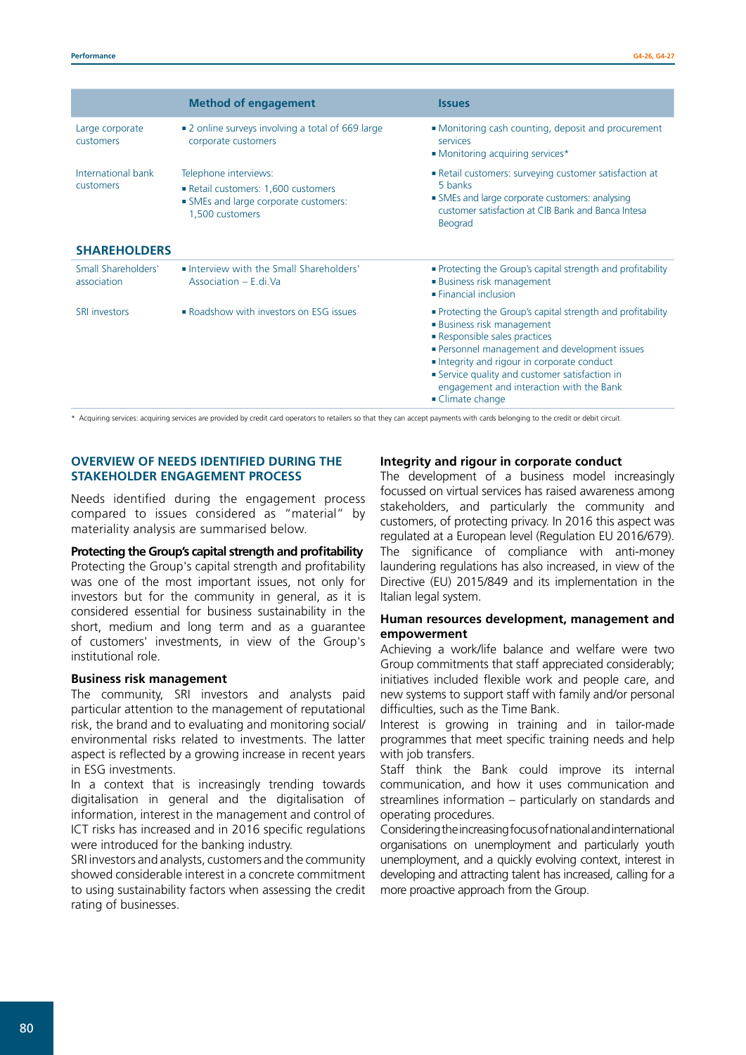| | Method of engagement | Issues |
|---|---|---|
| Large corporate customers | ▪ 2 online surveys involving a total of 669 large corporate customers | ▪ Monitoring cash counting, deposit and procurement services<br>▪ Monitoring acquiring services* |
| International bank customers | Telephone interviews:<br>▪ Retail customers: 1,600 customers<br>▪ SMEs and large corporate customers: 1,500 customers | ▪ Retail customers: surveying customer satisfaction at 5 banks<br>▪ SMEs and large corporate customers: analysing customer satisfaction at CIB Bank and Banca Intesa Beograd |
| **SHAREHOLDERS** | | |
| Small Shareholders' association | ▪ Interview with the Small Shareholders' Association – E.di.Va | ▪ Protecting the Group's capital strength and profitability<br>▪ Business risk management<br>▪ Financial inclusion |
| SRI investors | ▪ Roadshow with investors on ESG issues | ▪ Protecting the Group's capital strength and profitability<br>▪ Business risk management<br>▪ Responsible sales practices<br>▪ Personnel management and development issues<br>▪ Integrity and rigour in corporate conduct<br>▪ Service quality and customer satisfaction in engagement and interaction with the Bank<br>▪ Climate change |

\* Acquiring services: acquiring services are provided by credit card operators to retailers so that they can accept payments with cards belonging to the credit or debit circuit.

## OVERVIEW OF NEEDS IDENTIFIED DURING THE STAKEHOLDER ENGAGEMENT PROCESS

Needs identified during the engagement process compared to issues considered as "material" by materiality analysis are summarised below.

**Protecting the Group's capital strength and profitability**
Protecting the Group's capital strength and profitability was one of the most important issues, not only for investors but for the community in general, as it is considered essential for business sustainability in the short, medium and long term and as a guarantee of customers' investments, in view of the Group's institutional role.

**Business risk management**
The community, SRI investors and analysts paid particular attention to the management of reputational risk, the brand and to evaluating and monitoring social/environmental risks related to investments. The latter aspect is reflected by a growing increase in recent years in ESG investments.
In a context that is increasingly trending towards digitalisation in general and the digitalisation of information, interest in the management and control of ICT risks has increased and in 2016 specific regulations were introduced for the banking industry.
SRI investors and analysts, customers and the community showed considerable interest in a concrete commitment to using sustainability factors when assessing the credit rating of businesses.

**Integrity and rigour in corporate conduct**
The development of a business model increasingly focussed on virtual services has raised awareness among stakeholders, and particularly the community and customers, of protecting privacy. In 2016 this aspect was regulated at a European level (Regulation EU 2016/679). The significance of compliance with anti-money laundering regulations has also increased, in view of the Directive (EU) 2015/849 and its implementation in the Italian legal system.

**Human resources development, management and empowerment**
Achieving a work/life balance and welfare were two Group commitments that staff appreciated considerably; initiatives included flexible work and people care, and new systems to support staff with family and/or personal difficulties, such as the Time Bank.
Interest is growing in training and in tailor-made programmes that meet specific training needs and help with job transfers.
Staff think the Bank could improve its internal communication, and how it uses communication and streamlines information – particularly on standards and operating procedures.
Considering the increasing focus of national and international organisations on unemployment and particularly youth unemployment, and a quickly evolving context, interest in developing and attracting talent has increased, calling for a more proactive approach from the Group.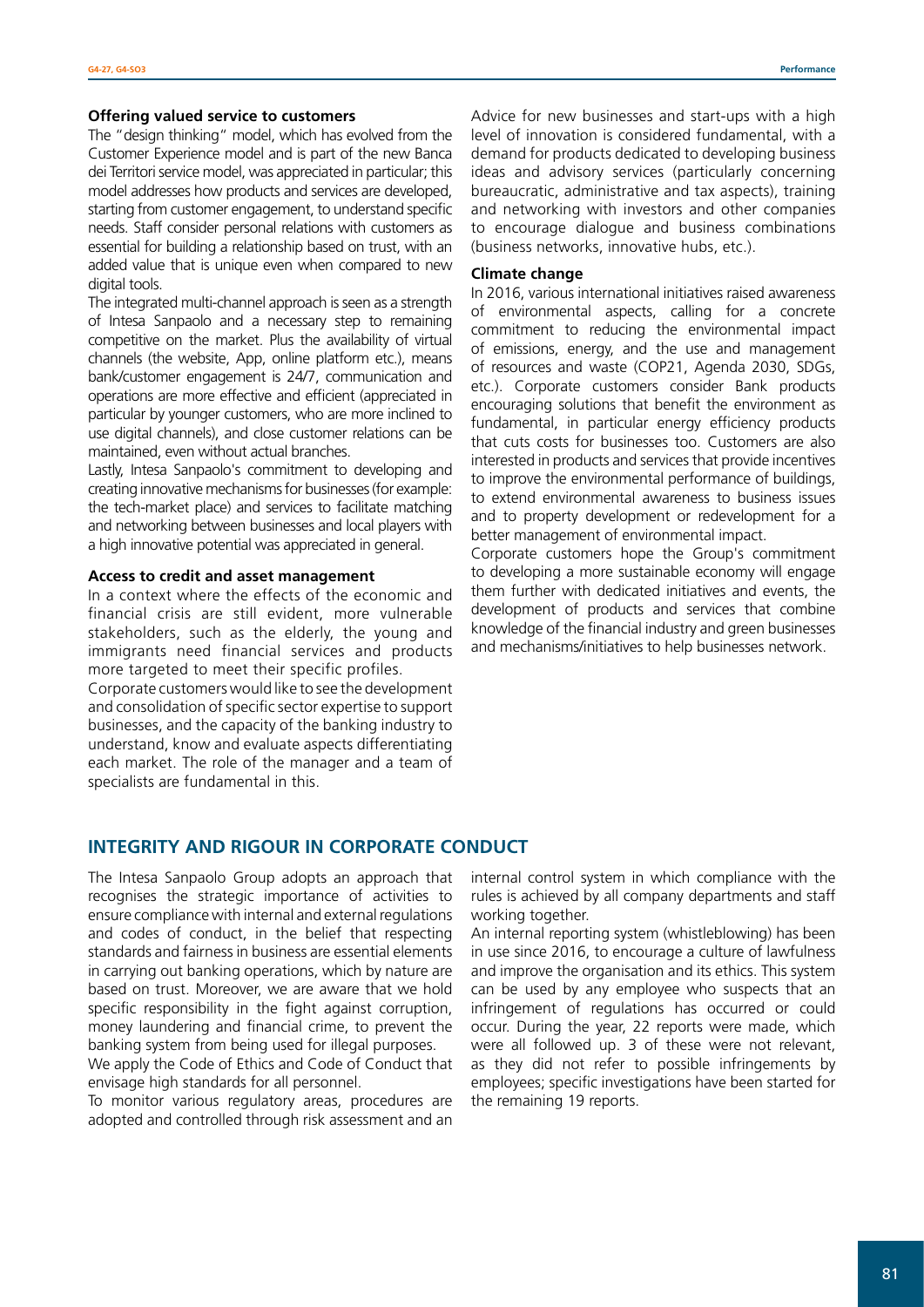#### Offering valued service to customers

The "design thinking" model, which has evolved from the Customer Experience model and is part of the new Banca dei Territori service model, was appreciated in particular; this model addresses how products and services are developed, starting from customer engagement, to understand specific needs. Staff consider personal relations with customers as essential for building a relationship based on trust, with an added value that is unique even when compared to new digital tools.

The integrated multi-channel approach is seen as a strength of Intesa Sanpaolo and a necessary step to remaining competitive on the market. Plus the availability of virtual channels (the website, App, online platform etc.), means bank/customer engagement is 24/7, communication and operations are more effective and efficient (appreciated in particular by younger customers, who are more inclined to use digital channels), and close customer relations can be maintained, even without actual branches.

Lastly, Intesa Sanpaolo's commitment to developing and creating innovative mechanisms for businesses (for example: the tech-market place) and services to facilitate matching and networking between businesses and local players with a high innovative potential was appreciated in general.

#### Access to credit and asset management

In a context where the effects of the economic and financial crisis are still evident, more vulnerable stakeholders, such as the elderly, the young and immigrants need financial services and products more targeted to meet their specific profiles.

Corporate customers would like to see the development and consolidation of specific sector expertise to support businesses, and the capacity of the banking industry to understand, know and evaluate aspects differentiating each market. The role of the manager and a team of specialists are fundamental in this.

Advice for new businesses and start-ups with a high level of innovation is considered fundamental, with a demand for products dedicated to developing business ideas and advisory services (particularly concerning bureaucratic, administrative and tax aspects), training and networking with investors and other companies to encourage dialogue and business combinations (business networks, innovative hubs, etc.).

#### Climate change

In 2016, various international initiatives raised awareness of environmental aspects, calling for a concrete commitment to reducing the environmental impact of emissions, energy, and the use and management of resources and waste (COP21, Agenda 2030, SDGs, etc.). Corporate customers consider Bank products encouraging solutions that benefit the environment as fundamental, in particular energy efficiency products that cuts costs for businesses too. Customers are also interested in products and services that provide incentives to improve the environmental performance of buildings, to extend environmental awareness to business issues and to property development or redevelopment for a better management of environmental impact.

Corporate customers hope the Group's commitment to developing a more sustainable economy will engage them further with dedicated initiatives and events, the development of products and services that combine knowledge of the financial industry and green businesses and mechanisms/initiatives to help businesses network.

## INTEGRITY AND RIGOUR IN CORPORATE CONDUCT

The Intesa Sanpaolo Group adopts an approach that recognises the strategic importance of activities to ensure compliance with internal and external regulations and codes of conduct, in the belief that respecting standards and fairness in business are essential elements in carrying out banking operations, which by nature are based on trust. Moreover, we are aware that we hold specific responsibility in the fight against corruption, money laundering and financial crime, to prevent the banking system from being used for illegal purposes.

We apply the Code of Ethics and Code of Conduct that envisage high standards for all personnel.

To monitor various regulatory areas, procedures are adopted and controlled through risk assessment and an internal control system in which compliance with the rules is achieved by all company departments and staff working together.

An internal reporting system (whistleblowing) has been in use since 2016, to encourage a culture of lawfulness and improve the organisation and its ethics. This system can be used by any employee who suspects that an infringement of regulations has occurred or could occur. During the year, 22 reports were made, which were all followed up. 3 of these were not relevant, as they did not refer to possible infringements by employees; specific investigations have been started for the remaining 19 reports.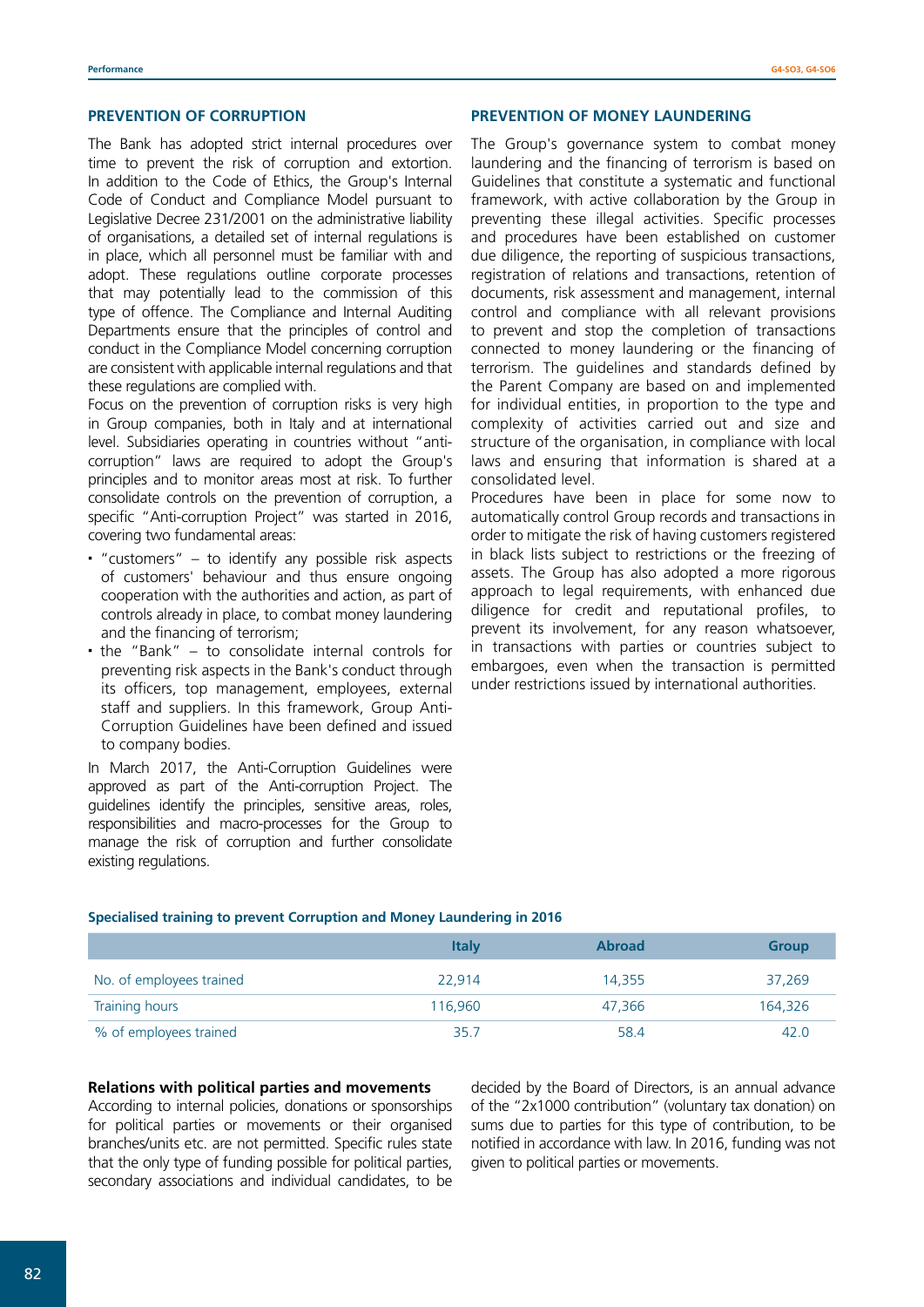## PREVENTION OF CORRUPTION

The Bank has adopted strict internal procedures over time to prevent the risk of corruption and extortion. In addition to the Code of Ethics, the Group's Internal Code of Conduct and Compliance Model pursuant to Legislative Decree 231/2001 on the administrative liability of organisations, a detailed set of internal regulations is in place, which all personnel must be familiar with and adopt. These regulations outline corporate processes that may potentially lead to the commission of this type of offence. The Compliance and Internal Auditing Departments ensure that the principles of control and conduct in the Compliance Model concerning corruption are consistent with applicable internal regulations and that these regulations are complied with.

Focus on the prevention of corruption risks is very high in Group companies, both in Italy and at international level. Subsidiaries operating in countries without "anti-corruption" laws are required to adopt the Group's principles and to monitor areas most at risk. To further consolidate controls on the prevention of corruption, a specific "Anti-corruption Project" was started in 2016, covering two fundamental areas:

- "customers" – to identify any possible risk aspects of customers' behaviour and thus ensure ongoing cooperation with the authorities and action, as part of controls already in place, to combat money laundering and the financing of terrorism;
- the "Bank" – to consolidate internal controls for preventing risk aspects in the Bank's conduct through its officers, top management, employees, external staff and suppliers. In this framework, Group Anti-Corruption Guidelines have been defined and issued to company bodies.

In March 2017, the Anti-Corruption Guidelines were approved as part of the Anti-corruption Project. The guidelines identify the principles, sensitive areas, roles, responsibilities and macro-processes for the Group to manage the risk of corruption and further consolidate existing regulations.

## PREVENTION OF MONEY LAUNDERING

The Group's governance system to combat money laundering and the financing of terrorism is based on Guidelines that constitute a systematic and functional framework, with active collaboration by the Group in preventing these illegal activities. Specific processes and procedures have been established on customer due diligence, the reporting of suspicious transactions, registration of relations and transactions, retention of documents, risk assessment and management, internal control and compliance with all relevant provisions to prevent and stop the completion of transactions connected to money laundering or the financing of terrorism. The guidelines and standards defined by the Parent Company are based on and implemented for individual entities, in proportion to the type and complexity of activities carried out and size and structure of the organisation, in compliance with local laws and ensuring that information is shared at a consolidated level.

Procedures have been in place for some now to automatically control Group records and transactions in order to mitigate the risk of having customers registered in black lists subject to restrictions or the freezing of assets. The Group has also adopted a more rigorous approach to legal requirements, with enhanced due diligence for credit and reputational profiles, to prevent its involvement, for any reason whatsoever, in transactions with parties or countries subject to embargoes, even when the transaction is permitted under restrictions issued by international authorities.

**Specialised training to prevent Corruption and Money Laundering in 2016**

| | Italy | Abroad | Group |
|---|---|---|---|
| No. of employees trained | 22,914 | 14,355 | 37,269 |
| Training hours | 116,960 | 47,366 | 164,326 |
| % of employees trained | 35.7 | 58.4 | 42.0 |

**Relations with political parties and movements**

According to internal policies, donations or sponsorships for political parties or movements or their organised branches/units etc. are not permitted. Specific rules state that the only type of funding possible for political parties, secondary associations and individual candidates, to be decided by the Board of Directors, is an annual advance of the "2x1000 contribution" (voluntary tax donation) on sums due to parties for this type of contribution, to be notified in accordance with law. In 2016, funding was not given to political parties or movements.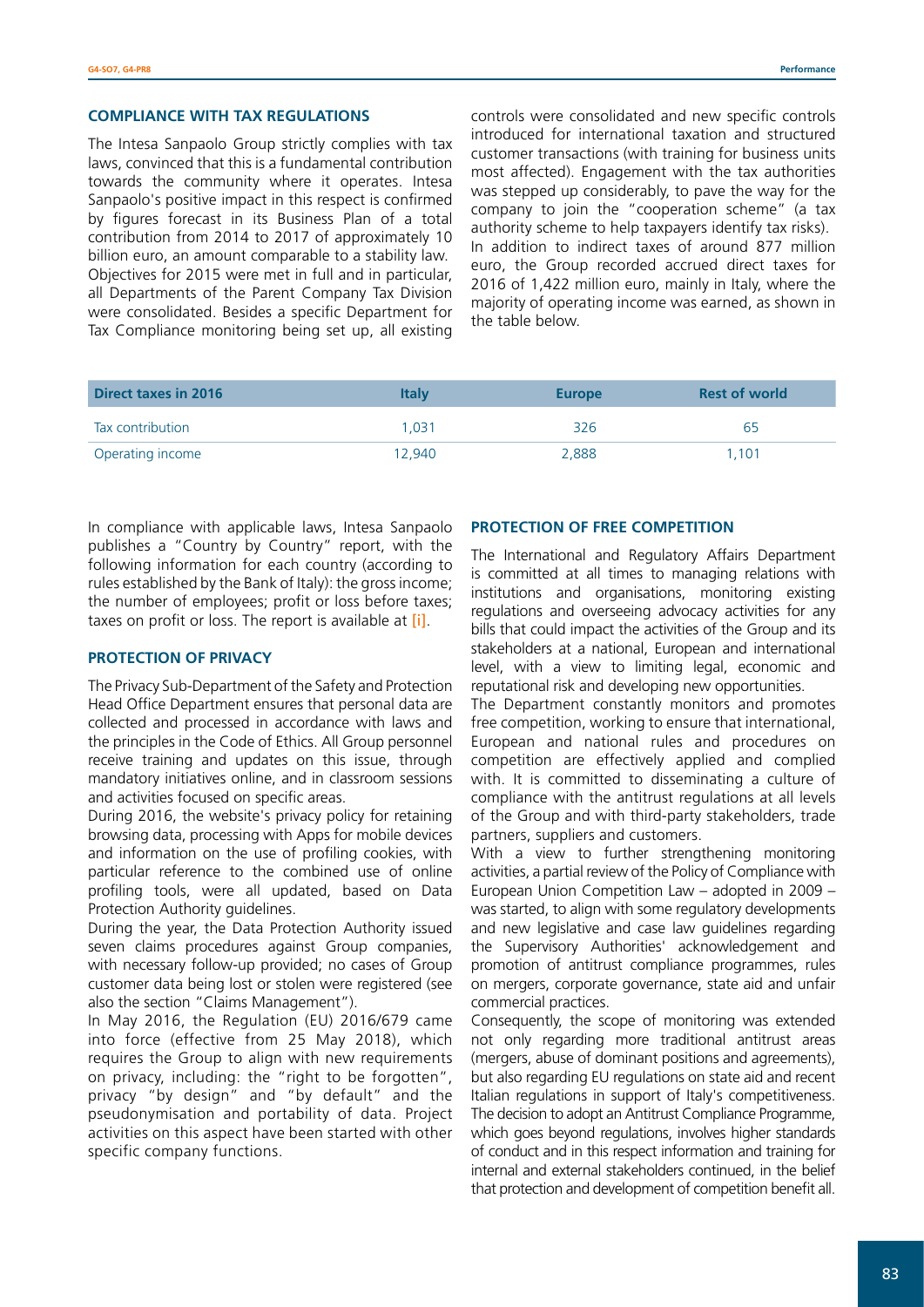## COMPLIANCE WITH TAX REGULATIONS

The Intesa Sanpaolo Group strictly complies with tax laws, convinced that this is a fundamental contribution towards the community where it operates. Intesa Sanpaolo's positive impact in this respect is confirmed by figures forecast in its Business Plan of a total contribution from 2014 to 2017 of approximately 10 billion euro, an amount comparable to a stability law. Objectives for 2015 were met in full and in particular, all Departments of the Parent Company Tax Division were consolidated. Besides a specific Department for Tax Compliance monitoring being set up, all existing controls were consolidated and new specific controls introduced for international taxation and structured customer transactions (with training for business units most affected). Engagement with the tax authorities was stepped up considerably, to pave the way for the company to join the "cooperation scheme" (a tax authority scheme to help taxpayers identify tax risks).

In addition to indirect taxes of around 877 million euro, the Group recorded accrued direct taxes for 2016 of 1,422 million euro, mainly in Italy, where the majority of operating income was earned, as shown in the table below.

| Direct taxes in 2016 | Italy | Europe | Rest of world |
|---|---|---|---|
| Tax contribution | 1,031 | 326 | 65 |
| Operating income | 12,940 | 2,888 | 1,101 |

In compliance with applicable laws, Intesa Sanpaolo publishes a "Country by Country" report, with the following information for each country (according to rules established by the Bank of Italy): the gross income; the number of employees; profit or loss before taxes; taxes on profit or loss. The report is available at [i].

## PROTECTION OF PRIVACY

The Privacy Sub-Department of the Safety and Protection Head Office Department ensures that personal data are collected and processed in accordance with laws and the principles in the Code of Ethics. All Group personnel receive training and updates on this issue, through mandatory initiatives online, and in classroom sessions and activities focused on specific areas.

During 2016, the website's privacy policy for retaining browsing data, processing with Apps for mobile devices and information on the use of profiling cookies, with particular reference to the combined use of online profiling tools, were all updated, based on Data Protection Authority guidelines.

During the year, the Data Protection Authority issued seven claims procedures against Group companies, with necessary follow-up provided; no cases of Group customer data being lost or stolen were registered (see also the section "Claims Management").

In May 2016, the Regulation (EU) 2016/679 came into force (effective from 25 May 2018), which requires the Group to align with new requirements on privacy, including: the "right to be forgotten", privacy "by design" and "by default" and the pseudonymisation and portability of data. Project activities on this aspect have been started with other specific company functions.

## PROTECTION OF FREE COMPETITION

The International and Regulatory Affairs Department is committed at all times to managing relations with institutions and organisations, monitoring existing regulations and overseeing advocacy activities for any bills that could impact the activities of the Group and its stakeholders at a national, European and international level, with a view to limiting legal, economic and reputational risk and developing new opportunities.

The Department constantly monitors and promotes free competition, working to ensure that international, European and national rules and procedures on competition are effectively applied and complied with. It is committed to disseminating a culture of compliance with the antitrust regulations at all levels of the Group and with third-party stakeholders, trade partners, suppliers and customers.

With a view to further strengthening monitoring activities, a partial review of the Policy of Compliance with European Union Competition Law – adopted in 2009 – was started, to align with some regulatory developments and new legislative and case law guidelines regarding the Supervisory Authorities' acknowledgement and promotion of antitrust compliance programmes, rules on mergers, corporate governance, state aid and unfair commercial practices.

Consequently, the scope of monitoring was extended not only regarding more traditional antitrust areas (mergers, abuse of dominant positions and agreements), but also regarding EU regulations on state aid and recent Italian regulations in support of Italy's competitiveness. The decision to adopt an Antitrust Compliance Programme, which goes beyond regulations, involves higher standards of conduct and in this respect information and training for internal and external stakeholders continued, in the belief that protection and development of competition benefit all.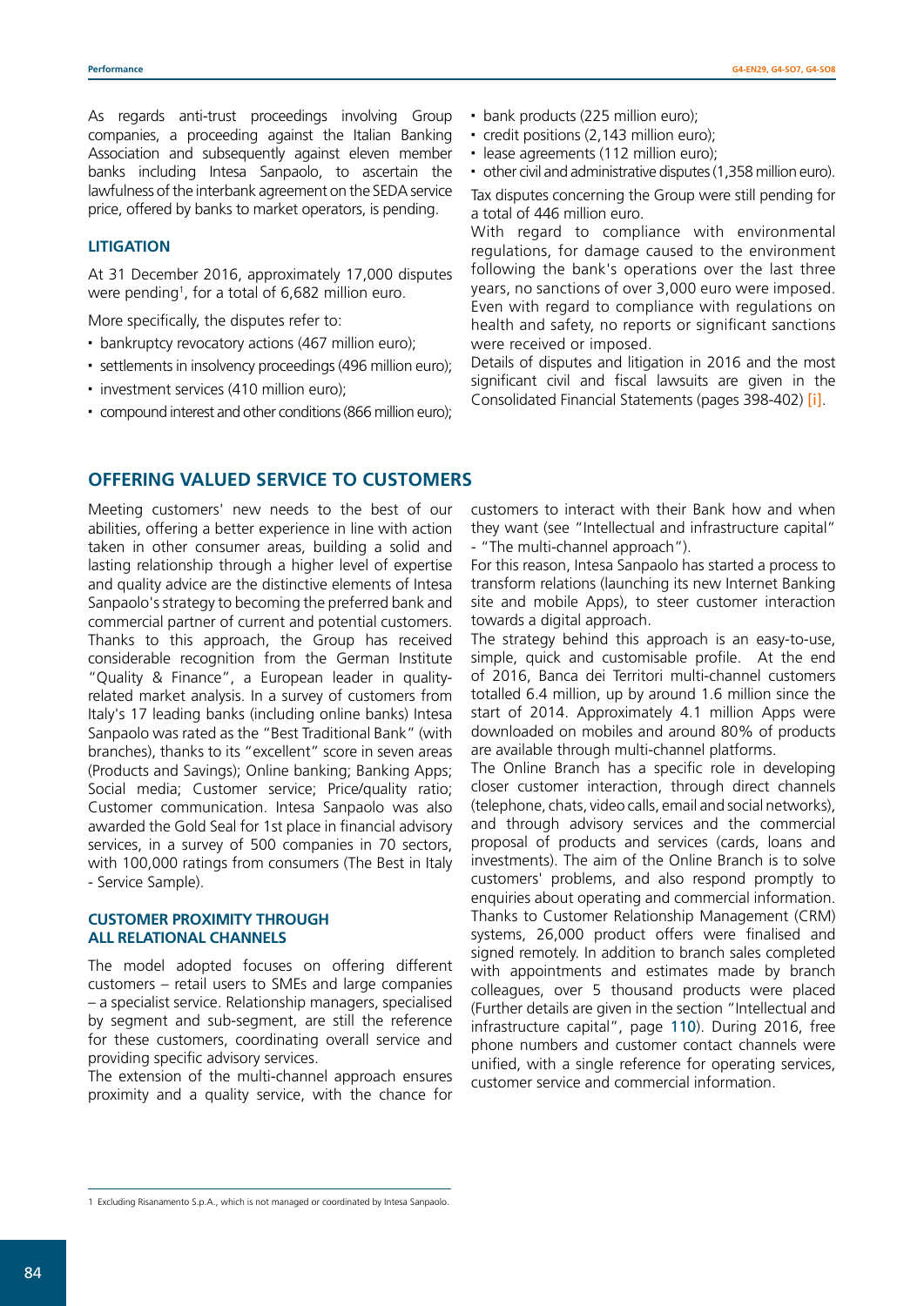As regards anti-trust proceedings involving Group companies, a proceeding against the Italian Banking Association and subsequently against eleven member banks including Intesa Sanpaolo, to ascertain the lawfulness of the interbank agreement on the SEDA service price, offered by banks to market operators, is pending.

### LITIGATION

At 31 December 2016, approximately 17,000 disputes were pending[1], for a total of 6,682 million euro.

More specifically, the disputes refer to:

- bankruptcy revocatory actions (467 million euro);
- settlements in insolvency proceedings (496 million euro);
- investment services (410 million euro);
- compound interest and other conditions (866 million euro);
- bank products (225 million euro);
- credit positions (2,143 million euro);
- lease agreements (112 million euro);
- other civil and administrative disputes (1,358 million euro).

Tax disputes concerning the Group were still pending for a total of 446 million euro.

With regard to compliance with environmental regulations, for damage caused to the environment following the bank's operations over the last three years, no sanctions of over 3,000 euro were imposed. Even with regard to compliance with regulations on health and safety, no reports or significant sanctions were received or imposed.

Details of disputes and litigation in 2016 and the most significant civil and fiscal lawsuits are given in the Consolidated Financial Statements (pages 398-402) [i].

## OFFERING VALUED SERVICE TO CUSTOMERS

Meeting customers' new needs to the best of our abilities, offering a better experience in line with action taken in other consumer areas, building a solid and lasting relationship through a higher level of expertise and quality advice are the distinctive elements of Intesa Sanpaolo's strategy to becoming the preferred bank and commercial partner of current and potential customers. Thanks to this approach, the Group has received considerable recognition from the German Institute "Quality & Finance", a European leader in quality-related market analysis. In a survey of customers from Italy's 17 leading banks (including online banks) Intesa Sanpaolo was rated as the "Best Traditional Bank" (with branches), thanks to its "excellent" score in seven areas (Products and Savings); Online banking; Banking Apps; Social media; Customer service; Price/quality ratio; Customer communication. Intesa Sanpaolo was also awarded the Gold Seal for 1st place in financial advisory services, in a survey of 500 companies in 70 sectors, with 100,000 ratings from consumers (The Best in Italy - Service Sample).

### CUSTOMER PROXIMITY THROUGH ALL RELATIONAL CHANNELS

The model adopted focuses on offering different customers – retail users to SMEs and large companies – a specialist service. Relationship managers, specialised by segment and sub-segment, are still the reference for these customers, coordinating overall service and providing specific advisory services.

The extension of the multi-channel approach ensures proximity and a quality service, with the chance for customers to interact with their Bank how and when they want (see "Intellectual and infrastructure capital" - "The multi-channel approach").

For this reason, Intesa Sanpaolo has started a process to transform relations (launching its new Internet Banking site and mobile Apps), to steer customer interaction towards a digital approach.

The strategy behind this approach is an easy-to-use, simple, quick and customisable profile. At the end of 2016, Banca dei Territori multi-channel customers totalled 6.4 million, up by around 1.6 million since the start of 2014. Approximately 4.1 million Apps were downloaded on mobiles and around 80% of products are available through multi-channel platforms.

The Online Branch has a specific role in developing closer customer interaction, through direct channels (telephone, chats, video calls, email and social networks), and through advisory services and the commercial proposal of products and services (cards, loans and investments). The aim of the Online Branch is to solve customers' problems, and also respond promptly to enquiries about operating and commercial information. Thanks to Customer Relationship Management (CRM) systems, 26,000 product offers were finalised and signed remotely. In addition to branch sales completed with appointments and estimates made by branch colleagues, over 5 thousand products were placed (Further details are given in the section "Intellectual and infrastructure capital", page 110). During 2016, free phone numbers and customer contact channels were unified, with a single reference for operating services, customer service and commercial information.

---

1 Excluding Risanamento S.p.A., which is not managed or coordinated by Intesa Sanpaolo.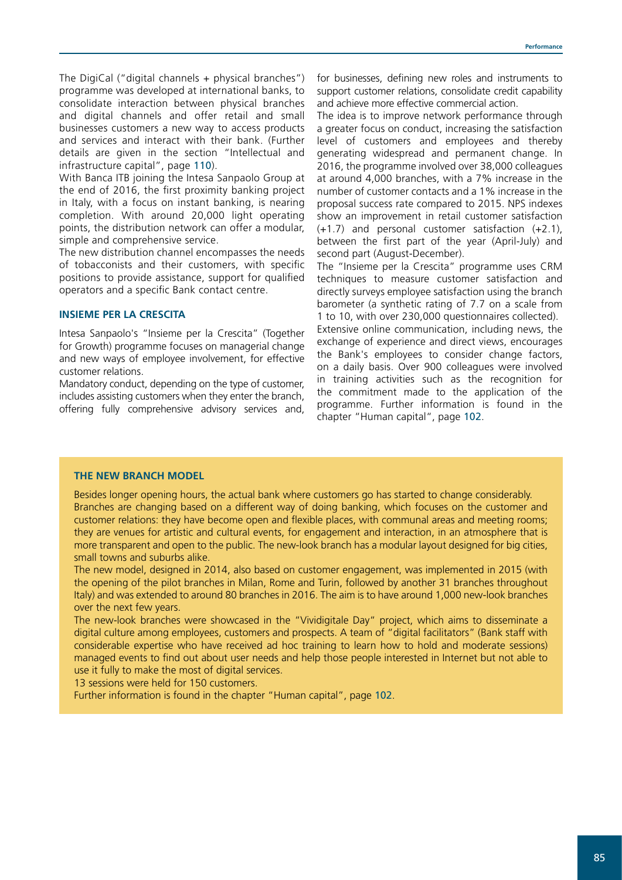The DigiCal ("digital channels + physical branches") programme was developed at international banks, to consolidate interaction between physical branches and digital channels and offer retail and small businesses customers a new way to access products and services and interact with their bank. (Further details are given in the section "Intellectual and infrastructure capital", page 110).

With Banca ITB joining the Intesa Sanpaolo Group at the end of 2016, the first proximity banking project in Italy, with a focus on instant banking, is nearing completion. With around 20,000 light operating points, the distribution network can offer a modular, simple and comprehensive service.

The new distribution channel encompasses the needs of tobacconists and their customers, with specific positions to provide assistance, support for qualified operators and a specific Bank contact centre.

### INSIEME PER LA CRESCITA

Intesa Sanpaolo's "Insieme per la Crescita" (Together for Growth) programme focuses on managerial change and new ways of employee involvement, for effective customer relations.

Mandatory conduct, depending on the type of customer, includes assisting customers when they enter the branch, offering fully comprehensive advisory services and, for businesses, defining new roles and instruments to support customer relations, consolidate credit capability and achieve more effective commercial action.

The idea is to improve network performance through a greater focus on conduct, increasing the satisfaction level of customers and employees and thereby generating widespread and permanent change. In 2016, the programme involved over 38,000 colleagues at around 4,000 branches, with a 7% increase in the number of customer contacts and a 1% increase in the proposal success rate compared to 2015. NPS indexes show an improvement in retail customer satisfaction (+1.7) and personal customer satisfaction (+2.1), between the first part of the year (April-July) and second part (August-December).

The "Insieme per la Crescita" programme uses CRM techniques to measure customer satisfaction and directly surveys employee satisfaction using the branch barometer (a synthetic rating of 7.7 on a scale from 1 to 10, with over 230,000 questionnaires collected).

Extensive online communication, including news, the exchange of experience and direct views, encourages the Bank's employees to consider change factors, on a daily basis. Over 900 colleagues were involved in training activities such as the recognition for the commitment made to the application of the programme. Further information is found in the chapter "Human capital", page 102.

### THE NEW BRANCH MODEL

Besides longer opening hours, the actual bank where customers go has started to change considerably. Branches are changing based on a different way of doing banking, which focuses on the customer and customer relations: they have become open and flexible places, with communal areas and meeting rooms; they are venues for artistic and cultural events, for engagement and interaction, in an atmosphere that is more transparent and open to the public. The new-look branch has a modular layout designed for big cities, small towns and suburbs alike.

The new model, designed in 2014, also based on customer engagement, was implemented in 2015 (with the opening of the pilot branches in Milan, Rome and Turin, followed by another 31 branches throughout Italy) and was extended to around 80 branches in 2016. The aim is to have around 1,000 new-look branches over the next few years.

The new-look branches were showcased in the "Vividigitale Day" project, which aims to disseminate a digital culture among employees, customers and prospects. A team of "digital facilitators" (Bank staff with considerable expertise who have received ad hoc training to learn how to hold and moderate sessions) managed events to find out about user needs and help those people interested in Internet but not able to use it fully to make the most of digital services.

13 sessions were held for 150 customers.

Further information is found in the chapter "Human capital", page 102.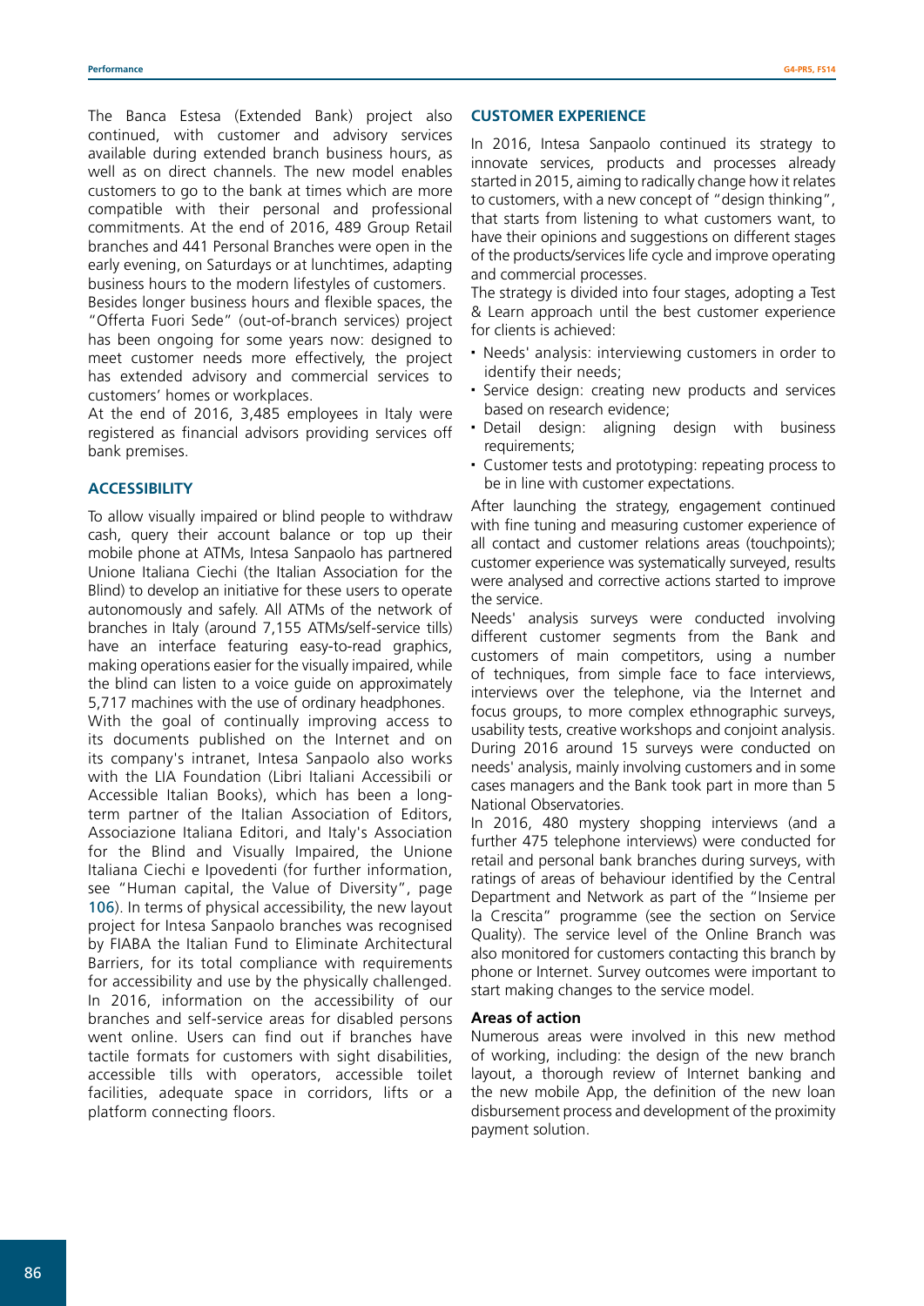The Banca Estesa (Extended Bank) project also continued, with customer and advisory services available during extended branch business hours, as well as on direct channels. The new model enables customers to go to the bank at times which are more compatible with their personal and professional commitments. At the end of 2016, 489 Group Retail branches and 441 Personal Branches were open in the early evening, on Saturdays or at lunchtimes, adapting business hours to the modern lifestyles of customers.
Besides longer business hours and flexible spaces, the "Offerta Fuori Sede" (out-of-branch services) project has been ongoing for some years now: designed to meet customer needs more effectively, the project has extended advisory and commercial services to customers' homes or workplaces.
At the end of 2016, 3,485 employees in Italy were registered as financial advisors providing services off bank premises.

## ACCESSIBILITY

To allow visually impaired or blind people to withdraw cash, query their account balance or top up their mobile phone at ATMs, Intesa Sanpaolo has partnered Unione Italiana Ciechi (the Italian Association for the Blind) to develop an initiative for these users to operate autonomously and safely. All ATMs of the network of branches in Italy (around 7,155 ATMs/self-service tills) have an interface featuring easy-to-read graphics, making operations easier for the visually impaired, while the blind can listen to a voice guide on approximately 5,717 machines with the use of ordinary headphones.
With the goal of continually improving access to its documents published on the Internet and on its company's intranet, Intesa Sanpaolo also works with the LIA Foundation (Libri Italiani Accessibili or Accessible Italian Books), which has been a long-term partner of the Italian Association of Editors, Associazione Italiana Editori, and Italy's Association for the Blind and Visually Impaired, the Unione Italiana Ciechi e Ipovedenti (for further information, see "Human capital, the Value of Diversity", page 106). In terms of physical accessibility, the new layout project for Intesa Sanpaolo branches was recognised by FIABA the Italian Fund to Eliminate Architectural Barriers, for its total compliance with requirements for accessibility and use by the physically challenged.
In 2016, information on the accessibility of our branches and self-service areas for disabled persons went online. Users can find out if branches have tactile formats for customers with sight disabilities, accessible tills with operators, accessible toilet facilities, adequate space in corridors, lifts or a platform connecting floors.

## CUSTOMER EXPERIENCE

In 2016, Intesa Sanpaolo continued its strategy to innovate services, products and processes already started in 2015, aiming to radically change how it relates to customers, with a new concept of "design thinking", that starts from listening to what customers want, to have their opinions and suggestions on different stages of the products/services life cycle and improve operating and commercial processes.
The strategy is divided into four stages, adopting a Test & Learn approach until the best customer experience for clients is achieved:

- Needs' analysis: interviewing customers in order to identify their needs;
- Service design: creating new products and services based on research evidence;
- Detail design: aligning design with business requirements;
- Customer tests and prototyping: repeating process to be in line with customer expectations.

After launching the strategy, engagement continued with fine tuning and measuring customer experience of all contact and customer relations areas (touchpoints); customer experience was systematically surveyed, results were analysed and corrective actions started to improve the service.
Needs' analysis surveys were conducted involving different customer segments from the Bank and customers of main competitors, using a number of techniques, from simple face to face interviews, interviews over the telephone, via the Internet and focus groups, to more complex ethnographic surveys, usability tests, creative workshops and conjoint analysis. During 2016 around 15 surveys were conducted on needs' analysis, mainly involving customers and in some cases managers and the Bank took part in more than 5 National Observatories.
In 2016, 480 mystery shopping interviews (and a further 475 telephone interviews) were conducted for retail and personal bank branches during surveys, with ratings of areas of behaviour identified by the Central Department and Network as part of the "Insieme per la Crescita" programme (see the section on Service Quality). The service level of the Online Branch was also monitored for customers contacting this branch by phone or Internet. Survey outcomes were important to start making changes to the service model.

### Areas of action

Numerous areas were involved in this new method of working, including: the design of the new branch layout, a thorough review of Internet banking and the new mobile App, the definition of the new loan disbursement process and development of the proximity payment solution.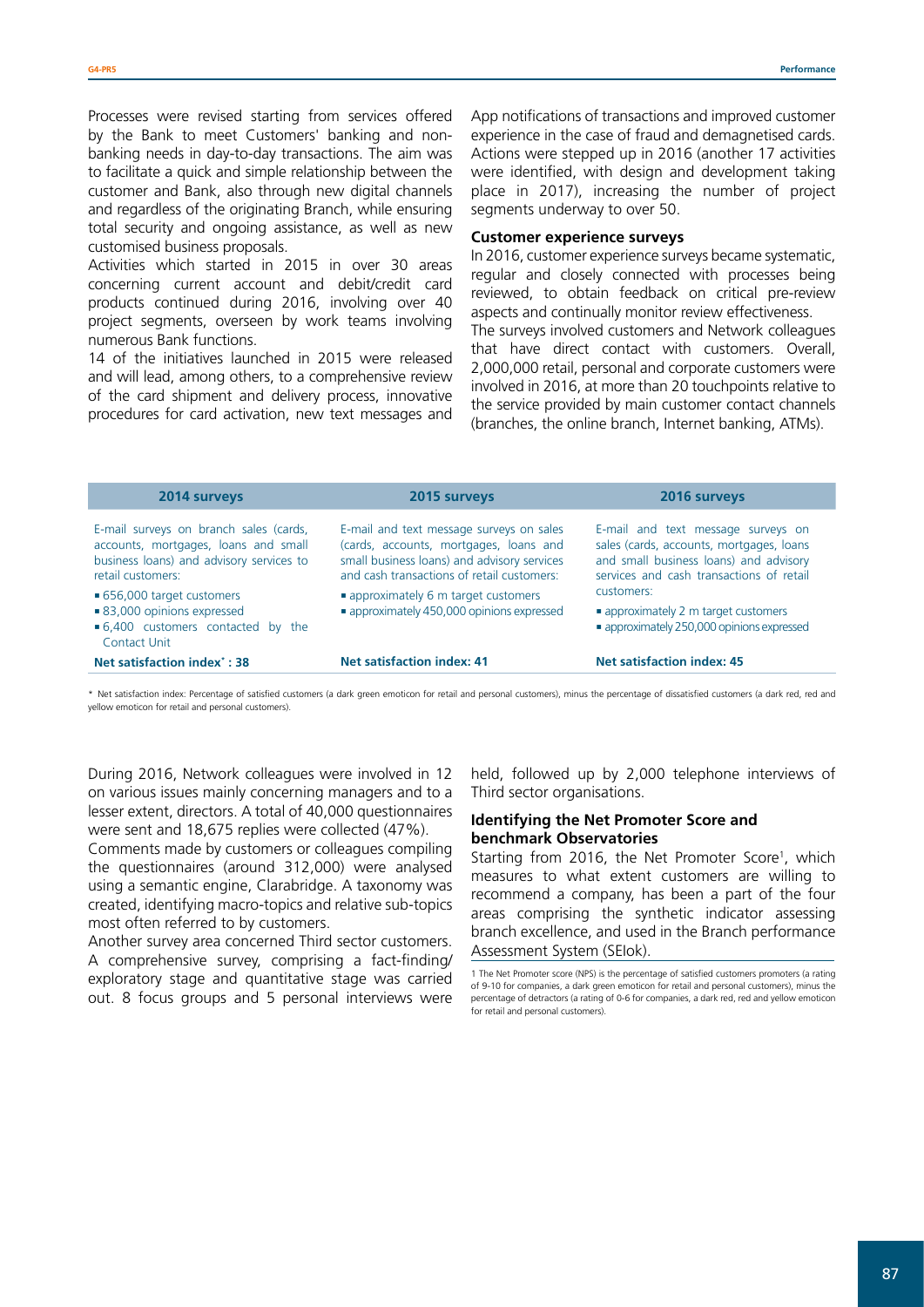Processes were revised starting from services offered by the Bank to meet Customers' banking and non-banking needs in day-to-day transactions. The aim was to facilitate a quick and simple relationship between the customer and Bank, also through new digital channels and regardless of the originating Branch, while ensuring total security and ongoing assistance, as well as new customised business proposals.

Activities which started in 2015 in over 30 areas concerning current account and debit/credit card products continued during 2016, involving over 40 project segments, overseen by work teams involving numerous Bank functions.

14 of the initiatives launched in 2015 were released and will lead, among others, to a comprehensive review of the card shipment and delivery process, innovative procedures for card activation, new text messages and App notifications of transactions and improved customer experience in the case of fraud and demagnetised cards. Actions were stepped up in 2016 (another 17 activities were identified, with design and development taking place in 2017), increasing the number of project segments underway to over 50.

### Customer experience surveys

In 2016, customer experience surveys became systematic, regular and closely connected with processes being reviewed, to obtain feedback on critical pre-review aspects and continually monitor review effectiveness.

The surveys involved customers and Network colleagues that have direct contact with customers. Overall, 2,000,000 retail, personal and corporate customers were involved in 2016, at more than 20 touchpoints relative to the service provided by main customer contact channels (branches, the online branch, Internet banking, ATMs).

| 2014 surveys | 2015 surveys | 2016 surveys |
| --- | --- | --- |
| E-mail surveys on branch sales (cards, accounts, mortgages, loans and small business loans) and advisory services to retail customers:<br>▪ 656,000 target customers<br>▪ 83,000 opinions expressed<br>▪ 6,400 customers contacted by the Contact Unit | E-mail and text message surveys on sales (cards, accounts, mortgages, loans and small business loans) and advisory services and cash transactions of retail customers:<br>▪ approximately 6 m target customers<br>▪ approximately 450,000 opinions expressed | E-mail and text message surveys on sales (cards, accounts, mortgages, loans and small business loans) and advisory services and cash transactions of retail customers:<br>▪ approximately 2 m target customers<br>▪ approximately 250,000 opinions expressed |
| **Net satisfaction index*: 38** | **Net satisfaction index: 41** | **Net satisfaction index: 45** |

\* Net satisfaction index: Percentage of satisfied customers (a dark green emoticon for retail and personal customers), minus the percentage of dissatisfied customers (a dark red, red and yellow emoticon for retail and personal customers).

During 2016, Network colleagues were involved in 12 on various issues mainly concerning managers and to a lesser extent, directors. A total of 40,000 questionnaires were sent and 18,675 replies were collected (47%).

Comments made by customers or colleagues compiling the questionnaires (around 312,000) were analysed using a semantic engine, Clarabridge. A taxonomy was created, identifying macro-topics and relative sub-topics most often referred to by customers.

Another survey area concerned Third sector customers. A comprehensive survey, comprising a fact-finding/exploratory stage and quantitative stage was carried out. 8 focus groups and 5 personal interviews were held, followed up by 2,000 telephone interviews of Third sector organisations.

### Identifying the Net Promoter Score and benchmark Observatories

Starting from 2016, the Net Promoter Score[1], which measures to what extent customers are willing to recommend a company, has been a part of the four areas comprising the synthetic indicator assessing branch excellence, and used in the Branch performance Assessment System (SEIok).

1 The Net Promoter score (NPS) is the percentage of satisfied customers promoters (a rating of 9-10 for companies, a dark green emoticon for retail and personal customers), minus the percentage of detractors (a rating of 0-6 for companies, a dark red, red and yellow emoticon for retail and personal customers).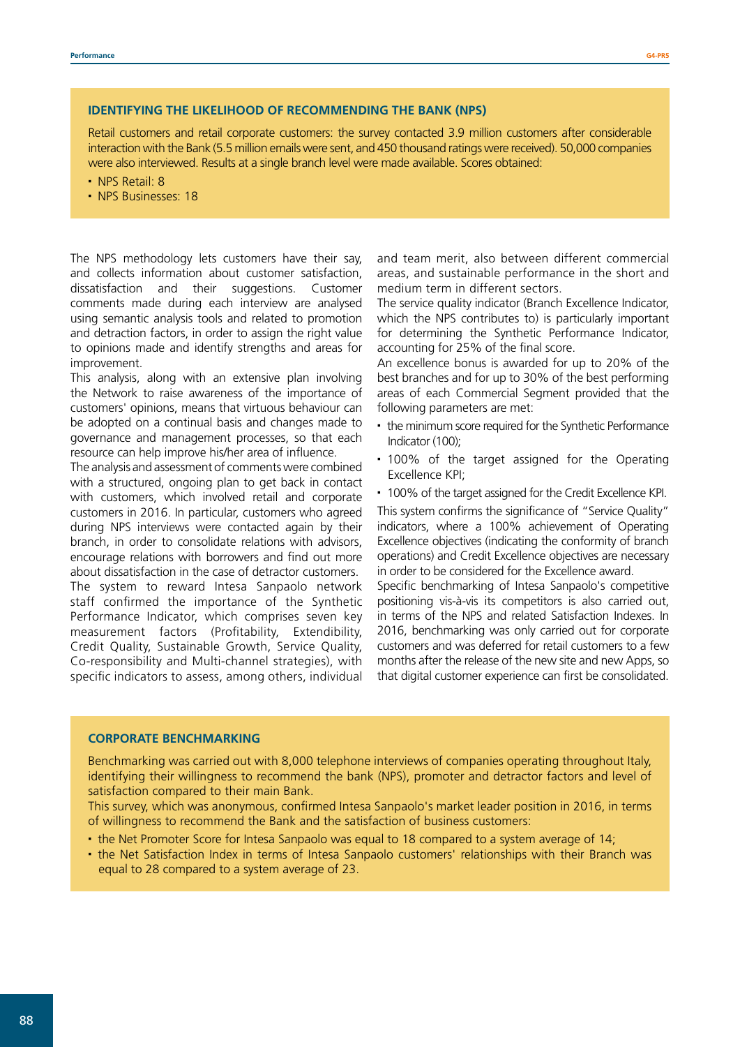### IDENTIFYING THE LIKELIHOOD OF RECOMMENDING THE BANK (NPS)

Retail customers and retail corporate customers: the survey contacted 3.9 million customers after considerable interaction with the Bank (5.5 million emails were sent, and 450 thousand ratings were received). 50,000 companies were also interviewed. Results at a single branch level were made available. Scores obtained:

- NPS Retail: 8
- NPS Businesses: 18

The NPS methodology lets customers have their say, and collects information about customer satisfaction, dissatisfaction and their suggestions. Customer comments made during each interview are analysed using semantic analysis tools and related to promotion and detraction factors, in order to assign the right value to opinions made and identify strengths and areas for improvement.

This analysis, along with an extensive plan involving the Network to raise awareness of the importance of customers' opinions, means that virtuous behaviour can be adopted on a continual basis and changes made to governance and management processes, so that each resource can help improve his/her area of influence.

The analysis and assessment of comments were combined with a structured, ongoing plan to get back in contact with customers, which involved retail and corporate customers in 2016. In particular, customers who agreed during NPS interviews were contacted again by their branch, in order to consolidate relations with advisors, encourage relations with borrowers and find out more about dissatisfaction in the case of detractor customers.

The system to reward Intesa Sanpaolo network staff confirmed the importance of the Synthetic Performance Indicator, which comprises seven key measurement factors (Profitability, Extendibility, Credit Quality, Sustainable Growth, Service Quality, Co-responsibility and Multi-channel strategies), with specific indicators to assess, among others, individual and team merit, also between different commercial areas, and sustainable performance in the short and medium term in different sectors.

The service quality indicator (Branch Excellence Indicator, which the NPS contributes to) is particularly important for determining the Synthetic Performance Indicator, accounting for 25% of the final score.

An excellence bonus is awarded for up to 20% of the best branches and for up to 30% of the best performing areas of each Commercial Segment provided that the following parameters are met:

- the minimum score required for the Synthetic Performance Indicator (100);
- 100% of the target assigned for the Operating Excellence KPI;
- 100% of the target assigned for the Credit Excellence KPI.

This system confirms the significance of "Service Quality" indicators, where a 100% achievement of Operating Excellence objectives (indicating the conformity of branch operations) and Credit Excellence objectives are necessary in order to be considered for the Excellence award.

Specific benchmarking of Intesa Sanpaolo's competitive positioning vis-à-vis its competitors is also carried out, in terms of the NPS and related Satisfaction Indexes. In 2016, benchmarking was only carried out for corporate customers and was deferred for retail customers to a few months after the release of the new site and new Apps, so that digital customer experience can first be consolidated.

### CORPORATE BENCHMARKING

Benchmarking was carried out with 8,000 telephone interviews of companies operating throughout Italy, identifying their willingness to recommend the bank (NPS), promoter and detractor factors and level of satisfaction compared to their main Bank.

This survey, which was anonymous, confirmed Intesa Sanpaolo's market leader position in 2016, in terms of willingness to recommend the Bank and the satisfaction of business customers:

- the Net Promoter Score for Intesa Sanpaolo was equal to 18 compared to a system average of 14;
- the Net Satisfaction Index in terms of Intesa Sanpaolo customers' relationships with their Branch was equal to 28 compared to a system average of 23.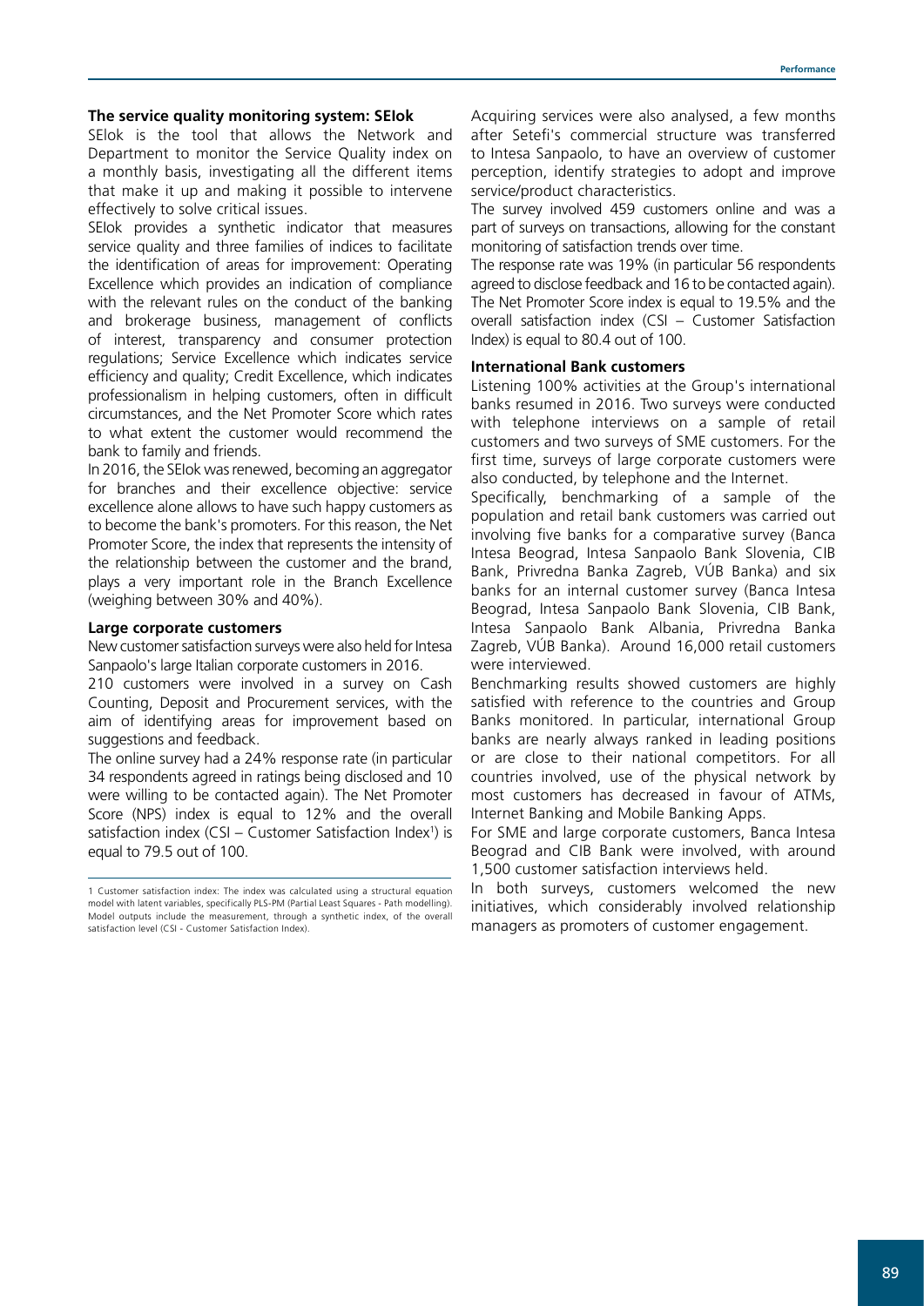### The service quality monitoring system: SEIok

SEIok is the tool that allows the Network and Department to monitor the Service Quality index on a monthly basis, investigating all the different items that make it up and making it possible to intervene effectively to solve critical issues.

SEIok provides a synthetic indicator that measures service quality and three families of indices to facilitate the identification of areas for improvement: Operating Excellence which provides an indication of compliance with the relevant rules on the conduct of the banking and brokerage business, management of conflicts of interest, transparency and consumer protection regulations; Service Excellence which indicates service efficiency and quality; Credit Excellence, which indicates professionalism in helping customers, often in difficult circumstances, and the Net Promoter Score which rates to what extent the customer would recommend the bank to family and friends.

In 2016, the SEIok was renewed, becoming an aggregator for branches and their excellence objective: service excellence alone allows to have such happy customers as to become the bank's promoters. For this reason, the Net Promoter Score, the index that represents the intensity of the relationship between the customer and the brand, plays a very important role in the Branch Excellence (weighing between 30% and 40%).

### Large corporate customers

New customer satisfaction surveys were also held for Intesa Sanpaolo's large Italian corporate customers in 2016.

210 customers were involved in a survey on Cash Counting, Deposit and Procurement services, with the aim of identifying areas for improvement based on suggestions and feedback.

The online survey had a 24% response rate (in particular 34 respondents agreed in ratings being disclosed and 10 were willing to be contacted again). The Net Promoter Score (NPS) index is equal to 12% and the overall satisfaction index (CSI – Customer Satisfaction Index[1]) is equal to 79.5 out of 100.

Acquiring services were also analysed, a few months after Setefi's commercial structure was transferred to Intesa Sanpaolo, to have an overview of customer perception, identify strategies to adopt and improve service/product characteristics.

The survey involved 459 customers online and was a part of surveys on transactions, allowing for the constant monitoring of satisfaction trends over time.

The response rate was 19% (in particular 56 respondents agreed to disclose feedback and 16 to be contacted again). The Net Promoter Score index is equal to 19.5% and the overall satisfaction index (CSI – Customer Satisfaction Index) is equal to 80.4 out of 100.

### International Bank customers

Listening 100% activities at the Group's international banks resumed in 2016. Two surveys were conducted with telephone interviews on a sample of retail customers and two surveys of SME customers. For the first time, surveys of large corporate customers were also conducted, by telephone and the Internet.

Specifically, benchmarking of a sample of the population and retail bank customers was carried out involving five banks for a comparative survey (Banca Intesa Beograd, Intesa Sanpaolo Bank Slovenia, CIB Bank, Privredna Banka Zagreb, VÚB Banka) and six banks for an internal customer survey (Banca Intesa Beograd, Intesa Sanpaolo Bank Slovenia, CIB Bank, Intesa Sanpaolo Bank Albania, Privredna Banka Zagreb, VÚB Banka). Around 16,000 retail customers were interviewed.

Benchmarking results showed customers are highly satisfied with reference to the countries and Group Banks monitored. In particular, international Group banks are nearly always ranked in leading positions or are close to their national competitors. For all countries involved, use of the physical network by most customers has decreased in favour of ATMs, Internet Banking and Mobile Banking Apps.

For SME and large corporate customers, Banca Intesa Beograd and CIB Bank were involved, with around 1,500 customer satisfaction interviews held.

In both surveys, customers welcomed the new initiatives, which considerably involved relationship managers as promoters of customer engagement.

---

[1] Customer satisfaction index: The index was calculated using a structural equation model with latent variables, specifically PLS-PM (Partial Least Squares - Path modelling). Model outputs include the measurement, through a synthetic index, of the overall satisfaction level (CSI - Customer Satisfaction Index).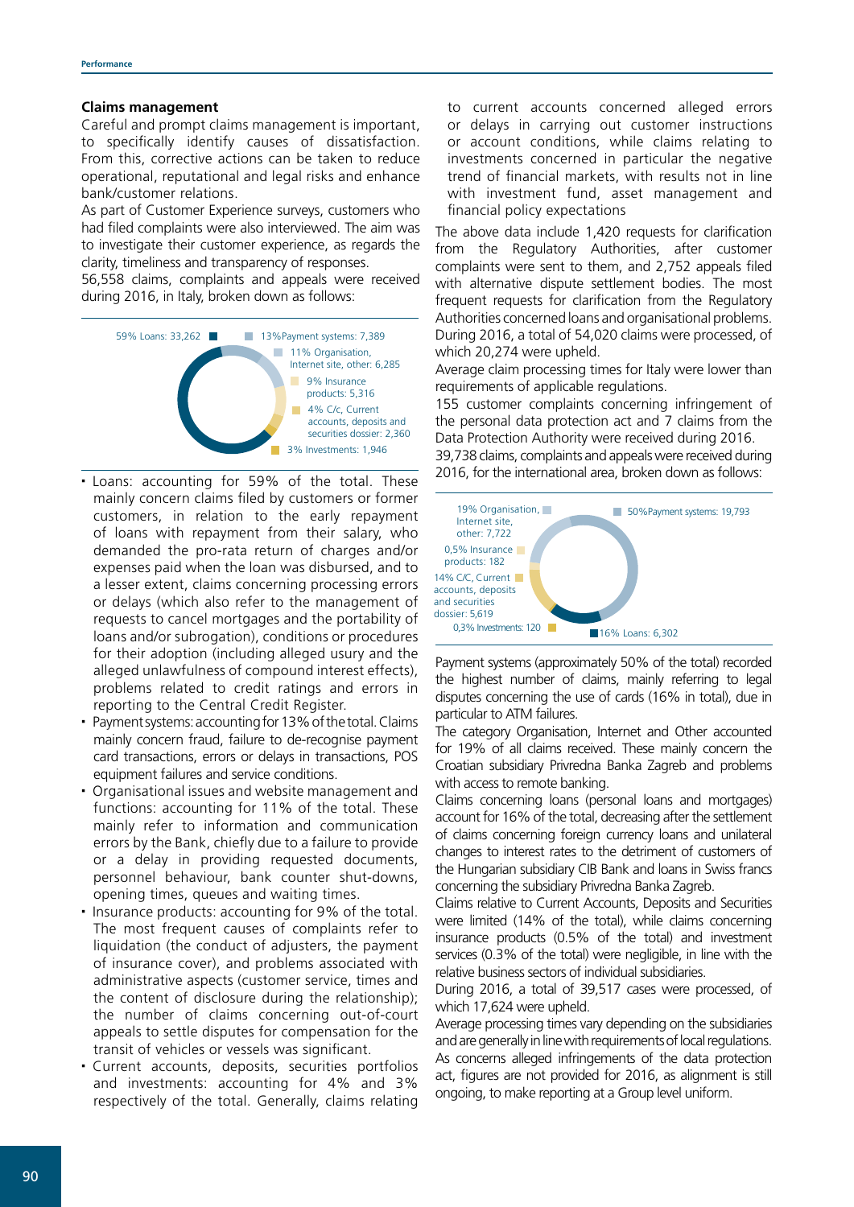### Claims management

Careful and prompt claims management is important, to specifically identify causes of dissatisfaction. From this, corrective actions can be taken to reduce operational, reputational and legal risks and enhance bank/customer relations.

As part of Customer Experience surveys, customers who had filed complaints were also interviewed. The aim was to investigate their customer experience, as regards the clarity, timeliness and transparency of responses.

56,558 claims, complaints and appeals were received during 2016, in Italy, broken down as follows:

59% Loans: 33,262
13% Payment systems: 7,389
11% Organisation, Internet site, other: 6,285
9% Insurance products: 5,316
4% C/c, Current accounts, deposits and securities dossier: 2,360
3% Investments: 1,946

- Loans: accounting for 59% of the total. These mainly concern claims filed by customers or former customers, in relation to the early repayment of loans with repayment from their salary, who demanded the pro-rata return of charges and/or expenses paid when the loan was disbursed, and to a lesser extent, claims concerning processing errors or delays (which also refer to the management of requests to cancel mortgages and the portability of loans and/or subrogation), conditions or procedures for their adoption (including alleged usury and the alleged unlawfulness of compound interest effects), problems related to credit ratings and errors in reporting to the Central Credit Register.
- Payment systems: accounting for 13% of the total. Claims mainly concern fraud, failure to de-recognise payment card transactions, errors or delays in transactions, POS equipment failures and service conditions.
- Organisational issues and website management and functions: accounting for 11% of the total. These mainly refer to information and communication errors by the Bank, chiefly due to a failure to provide or a delay in providing requested documents, personnel behaviour, bank counter shut-downs, opening times, queues and waiting times.
- Insurance products: accounting for 9% of the total. The most frequent causes of complaints refer to liquidation (the conduct of adjusters, the payment of insurance cover), and problems associated with administrative aspects (customer service, times and the content of disclosure during the relationship); the number of claims concerning out-of-court appeals to settle disputes for compensation for the transit of vehicles or vessels was significant.
- Current accounts, deposits, securities portfolios and investments: accounting for 4% and 3% respectively of the total. Generally, claims relating to current accounts concerned alleged errors or delays in carrying out customer instructions or account conditions, while claims relating to investments concerned in particular the negative trend of financial markets, with results not in line with investment fund, asset management and financial policy expectations

The above data include 1,420 requests for clarification from the Regulatory Authorities, after customer complaints were sent to them, and 2,752 appeals filed with alternative dispute settlement bodies. The most frequent requests for clarification from the Regulatory Authorities concerned loans and organisational problems. During 2016, a total of 54,020 claims were processed, of which 20,274 were upheld.

Average claim processing times for Italy were lower than requirements of applicable regulations.

155 customer complaints concerning infringement of the personal data protection act and 7 claims from the Data Protection Authority were received during 2016.

39,738 claims, complaints and appeals were received during 2016, for the international area, broken down as follows:

50% Payment systems: 19,793
19% Organisation, Internet site, other: 7,722
16% Loans: 6,302
14% C/C, Current accounts, deposits and securities dossier: 5,619
0,5% Insurance products: 182
0,3% Investments: 120

Payment systems (approximately 50% of the total) recorded the highest number of claims, mainly referring to legal disputes concerning the use of cards (16% in total), due in particular to ATM failures.

The category Organisation, Internet and Other accounted for 19% of all claims received. These mainly concern the Croatian subsidiary Privredna Banka Zagreb and problems with access to remote banking.

Claims concerning loans (personal loans and mortgages) account for 16% of the total, decreasing after the settlement of claims concerning foreign currency loans and unilateral changes to interest rates to the detriment of customers of the Hungarian subsidiary CIB Bank and loans in Swiss francs concerning the subsidiary Privredna Banka Zagreb.

Claims relative to Current Accounts, Deposits and Securities were limited (14% of the total), while claims concerning insurance products (0.5% of the total) and investment services (0.3% of the total) were negligible, in line with the relative business sectors of individual subsidiaries.

During 2016, a total of 39,517 cases were processed, of which 17,624 were upheld.

Average processing times vary depending on the subsidiaries and are generally in line with requirements of local regulations.

As concerns alleged infringements of the data protection act, figures are not provided for 2016, as alignment is still ongoing, to make reporting at a Group level uniform.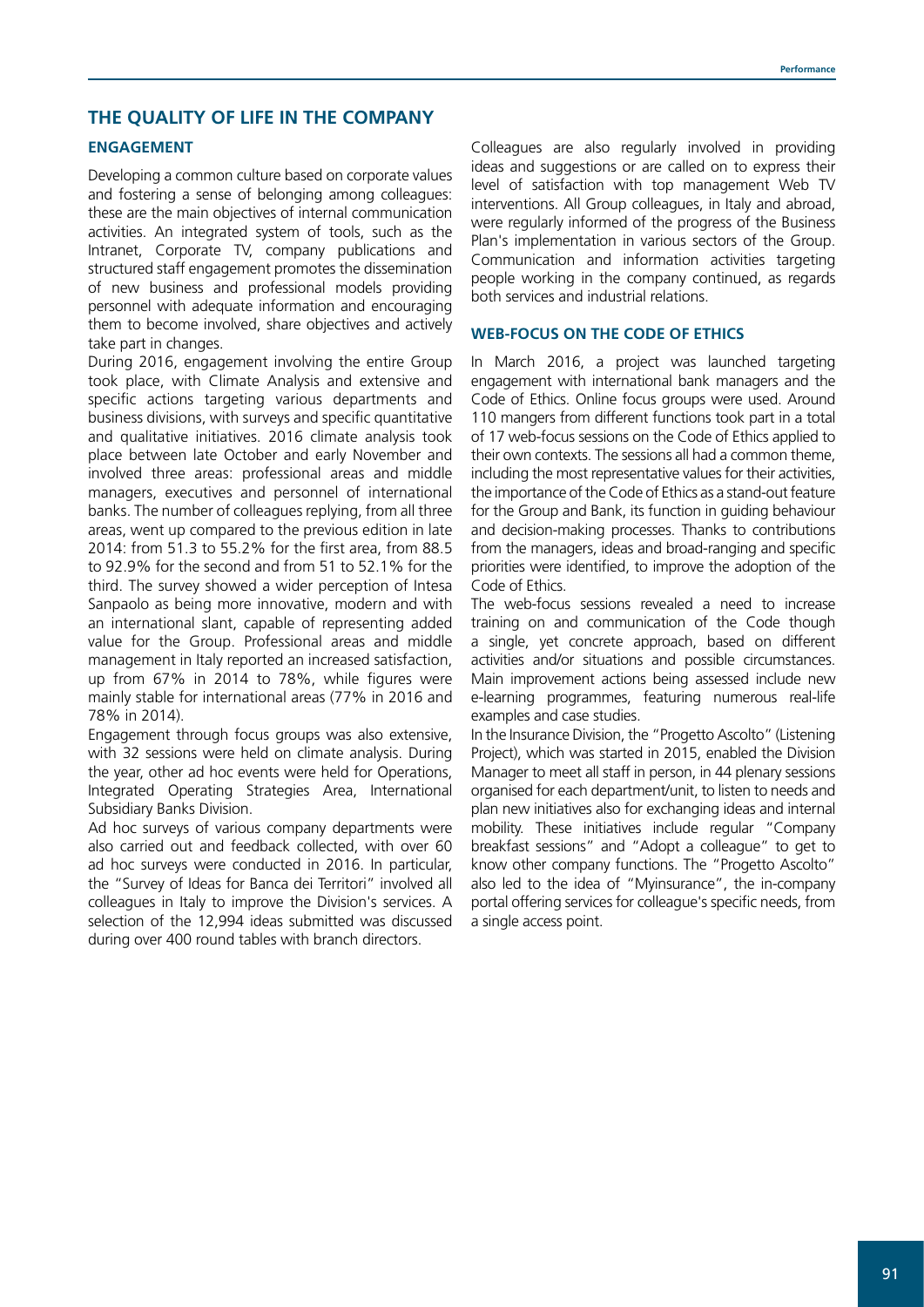## THE QUALITY OF LIFE IN THE COMPANY

### ENGAGEMENT

Developing a common culture based on corporate values and fostering a sense of belonging among colleagues: these are the main objectives of internal communication activities. An integrated system of tools, such as the Intranet, Corporate TV, company publications and structured staff engagement promotes the dissemination of new business and professional models providing personnel with adequate information and encouraging them to become involved, share objectives and actively take part in changes.

During 2016, engagement involving the entire Group took place, with Climate Analysis and extensive and specific actions targeting various departments and business divisions, with surveys and specific quantitative and qualitative initiatives. 2016 climate analysis took place between late October and early November and involved three areas: professional areas and middle managers, executives and personnel of international banks. The number of colleagues replying, from all three areas, went up compared to the previous edition in late 2014: from 51.3 to 55.2% for the first area, from 88.5 to 92.9% for the second and from 51 to 52.1% for the third. The survey showed a wider perception of Intesa Sanpaolo as being more innovative, modern and with an international slant, capable of representing added value for the Group. Professional areas and middle management in Italy reported an increased satisfaction, up from 67% in 2014 to 78%, while figures were mainly stable for international areas (77% in 2016 and 78% in 2014).

Engagement through focus groups was also extensive, with 32 sessions were held on climate analysis. During the year, other ad hoc events were held for Operations, Integrated Operating Strategies Area, International Subsidiary Banks Division.

Ad hoc surveys of various company departments were also carried out and feedback collected, with over 60 ad hoc surveys were conducted in 2016. In particular, the "Survey of Ideas for Banca dei Territori" involved all colleagues in Italy to improve the Division's services. A selection of the 12,994 ideas submitted was discussed during over 400 round tables with branch directors.

Colleagues are also regularly involved in providing ideas and suggestions or are called on to express their level of satisfaction with top management Web TV interventions. All Group colleagues, in Italy and abroad, were regularly informed of the progress of the Business Plan's implementation in various sectors of the Group. Communication and information activities targeting people working in the company continued, as regards both services and industrial relations.

### WEB-FOCUS ON THE CODE OF ETHICS

In March 2016, a project was launched targeting engagement with international bank managers and the Code of Ethics. Online focus groups were used. Around 110 mangers from different functions took part in a total of 17 web-focus sessions on the Code of Ethics applied to their own contexts. The sessions all had a common theme, including the most representative values for their activities, the importance of the Code of Ethics as a stand-out feature for the Group and Bank, its function in guiding behaviour and decision-making processes. Thanks to contributions from the managers, ideas and broad-ranging and specific priorities were identified, to improve the adoption of the Code of Ethics.

The web-focus sessions revealed a need to increase training on and communication of the Code though a single, yet concrete approach, based on different activities and/or situations and possible circumstances. Main improvement actions being assessed include new e-learning programmes, featuring numerous real-life examples and case studies.

In the Insurance Division, the "Progetto Ascolto" (Listening Project), which was started in 2015, enabled the Division Manager to meet all staff in person, in 44 plenary sessions organised for each department/unit, to listen to needs and plan new initiatives also for exchanging ideas and internal mobility. These initiatives include regular "Company breakfast sessions" and "Adopt a colleague" to get to know other company functions. The "Progetto Ascolto" also led to the idea of "Myinsurance", the in-company portal offering services for colleague's specific needs, from a single access point.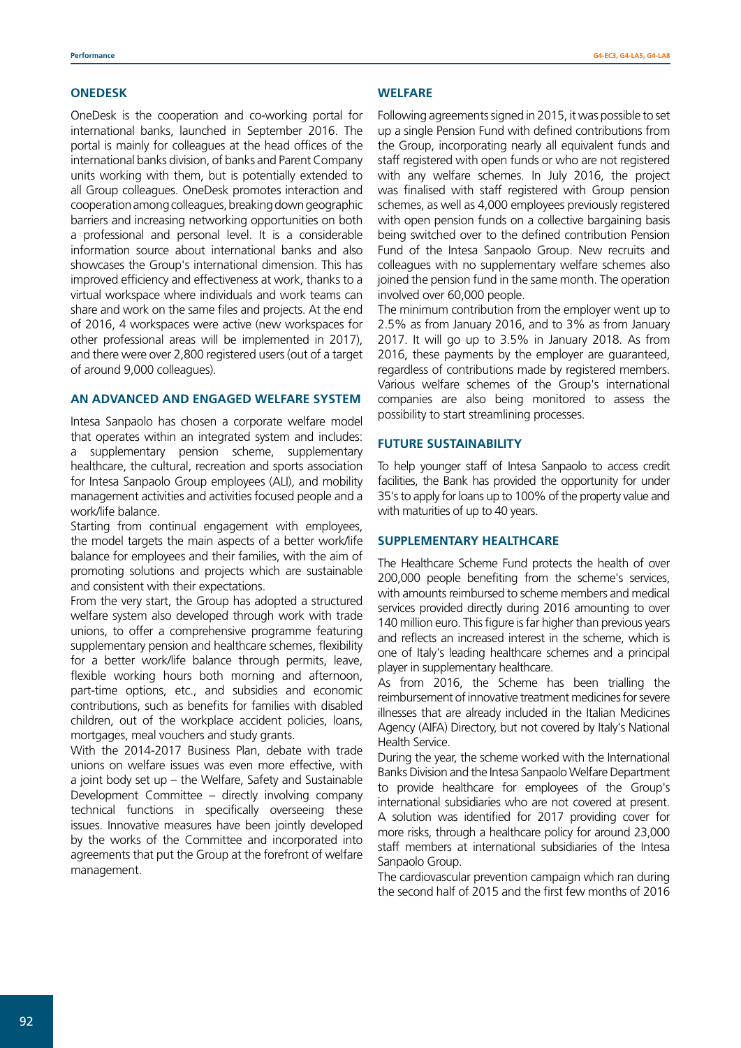## ONEDESK

OneDesk is the cooperation and co-working portal for international banks, launched in September 2016. The portal is mainly for colleagues at the head offices of the international banks division, of banks and Parent Company units working with them, but is potentially extended to all Group colleagues. OneDesk promotes interaction and cooperation among colleagues, breaking down geographic barriers and increasing networking opportunities on both a professional and personal level. It is a considerable information source about international banks and also showcases the Group's international dimension. This has improved efficiency and effectiveness at work, thanks to a virtual workspace where individuals and work teams can share and work on the same files and projects. At the end of 2016, 4 workspaces were active (new workspaces for other professional areas will be implemented in 2017), and there were over 2,800 registered users (out of a target of around 9,000 colleagues).

## AN ADVANCED AND ENGAGED WELFARE SYSTEM

Intesa Sanpaolo has chosen a corporate welfare model that operates within an integrated system and includes: a supplementary pension scheme, supplementary healthcare, the cultural, recreation and sports association for Intesa Sanpaolo Group employees (ALI), and mobility management activities and activities focused people and a work/life balance.

Starting from continual engagement with employees, the model targets the main aspects of a better work/life balance for employees and their families, with the aim of promoting solutions and projects which are sustainable and consistent with their expectations.

From the very start, the Group has adopted a structured welfare system also developed through work with trade unions, to offer a comprehensive programme featuring supplementary pension and healthcare schemes, flexibility for a better work/life balance through permits, leave, flexible working hours both morning and afternoon, part-time options, etc., and subsidies and economic contributions, such as benefits for families with disabled children, out of the workplace accident policies, loans, mortgages, meal vouchers and study grants.

With the 2014-2017 Business Plan, debate with trade unions on welfare issues was even more effective, with a joint body set up – the Welfare, Safety and Sustainable Development Committee – directly involving company technical functions in specifically overseeing these issues. Innovative measures have been jointly developed by the works of the Committee and incorporated into agreements that put the Group at the forefront of welfare management.

## WELFARE

Following agreements signed in 2015, it was possible to set up a single Pension Fund with defined contributions from the Group, incorporating nearly all equivalent funds and staff registered with open funds or who are not registered with any welfare schemes. In July 2016, the project was finalised with staff registered with Group pension schemes, as well as 4,000 employees previously registered with open pension funds on a collective bargaining basis being switched over to the defined contribution Pension Fund of the Intesa Sanpaolo Group. New recruits and colleagues with no supplementary welfare schemes also joined the pension fund in the same month. The operation involved over 60,000 people.

The minimum contribution from the employer went up to 2.5% as from January 2016, and to 3% as from January 2017. It will go up to 3.5% in January 2018. As from 2016, these payments by the employer are guaranteed, regardless of contributions made by registered members. Various welfare schemes of the Group's international companies are also being monitored to assess the possibility to start streamlining processes.

## FUTURE SUSTAINABILITY

To help younger staff of Intesa Sanpaolo to access credit facilities, the Bank has provided the opportunity for under 35's to apply for loans up to 100% of the property value and with maturities of up to 40 years.

## SUPPLEMENTARY HEALTHCARE

The Healthcare Scheme Fund protects the health of over 200,000 people benefiting from the scheme's services, with amounts reimbursed to scheme members and medical services provided directly during 2016 amounting to over 140 million euro. This figure is far higher than previous years and reflects an increased interest in the scheme, which is one of Italy's leading healthcare schemes and a principal player in supplementary healthcare.

As from 2016, the Scheme has been trialling the reimbursement of innovative treatment medicines for severe illnesses that are already included in the Italian Medicines Agency (AIFA) Directory, but not covered by Italy's National Health Service.

During the year, the scheme worked with the International Banks Division and the Intesa Sanpaolo Welfare Department to provide healthcare for employees of the Group's international subsidiaries who are not covered at present. A solution was identified for 2017 providing cover for more risks, through a healthcare policy for around 23,000 staff members at international subsidiaries of the Intesa Sanpaolo Group.

The cardiovascular prevention campaign which ran during the second half of 2015 and the first few months of 2016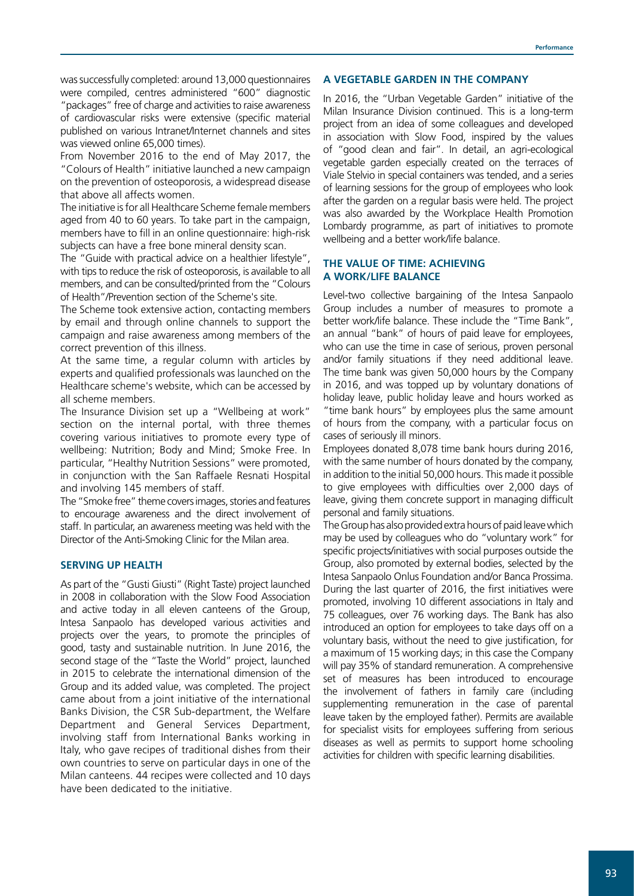was successfully completed: around 13,000 questionnaires were compiled, centres administered "600" diagnostic "packages" free of charge and activities to raise awareness of cardiovascular risks were extensive (specific material published on various Intranet/Internet channels and sites was viewed online 65,000 times).

From November 2016 to the end of May 2017, the "Colours of Health" initiative launched a new campaign on the prevention of osteoporosis, a widespread disease that above all affects women.

The initiative is for all Healthcare Scheme female members aged from 40 to 60 years. To take part in the campaign, members have to fill in an online questionnaire: high-risk subjects can have a free bone mineral density scan.

The "Guide with practical advice on a healthier lifestyle", with tips to reduce the risk of osteoporosis, is available to all members, and can be consulted/printed from the "Colours of Health"/Prevention section of the Scheme's site.

The Scheme took extensive action, contacting members by email and through online channels to support the campaign and raise awareness among members of the correct prevention of this illness.

At the same time, a regular column with articles by experts and qualified professionals was launched on the Healthcare scheme's website, which can be accessed by all scheme members.

The Insurance Division set up a "Wellbeing at work" section on the internal portal, with three themes covering various initiatives to promote every type of wellbeing: Nutrition; Body and Mind; Smoke Free. In particular, "Healthy Nutrition Sessions" were promoted, in conjunction with the San Raffaele Resnati Hospital and involving 145 members of staff.

The "Smoke free" theme covers images, stories and features to encourage awareness and the direct involvement of staff. In particular, an awareness meeting was held with the Director of the Anti-Smoking Clinic for the Milan area.

### SERVING UP HEALTH

As part of the "Gusti Giusti" (Right Taste) project launched in 2008 in collaboration with the Slow Food Association and active today in all eleven canteens of the Group, Intesa Sanpaolo has developed various activities and projects over the years, to promote the principles of good, tasty and sustainable nutrition. In June 2016, the second stage of the "Taste the World" project, launched in 2015 to celebrate the international dimension of the Group and its added value, was completed. The project came about from a joint initiative of the international Banks Division, the CSR Sub-department, the Welfare Department and General Services Department, involving staff from International Banks working in Italy, who gave recipes of traditional dishes from their own countries to serve on particular days in one of the Milan canteens. 44 recipes were collected and 10 days have been dedicated to the initiative.

### A VEGETABLE GARDEN IN THE COMPANY

In 2016, the "Urban Vegetable Garden" initiative of the Milan Insurance Division continued. This is a long-term project from an idea of some colleagues and developed in association with Slow Food, inspired by the values of "good clean and fair". In detail, an agri-ecological vegetable garden especially created on the terraces of Viale Stelvio in special containers was tended, and a series of learning sessions for the group of employees who look after the garden on a regular basis were held. The project was also awarded by the Workplace Health Promotion Lombardy programme, as part of initiatives to promote wellbeing and a better work/life balance.

### THE VALUE OF TIME: ACHIEVING A WORK/LIFE BALANCE

Level-two collective bargaining of the Intesa Sanpaolo Group includes a number of measures to promote a better work/life balance. These include the "Time Bank", an annual "bank" of hours of paid leave for employees, who can use the time in case of serious, proven personal and/or family situations if they need additional leave. The time bank was given 50,000 hours by the Company in 2016, and was topped up by voluntary donations of holiday leave, public holiday leave and hours worked as "time bank hours" by employees plus the same amount of hours from the company, with a particular focus on cases of seriously ill minors.

Employees donated 8,078 time bank hours during 2016, with the same number of hours donated by the company, in addition to the initial 50,000 hours. This made it possible to give employees with difficulties over 2,000 days of leave, giving them concrete support in managing difficult personal and family situations.

The Group has also provided extra hours of paid leave which may be used by colleagues who do "voluntary work" for specific projects/initiatives with social purposes outside the Group, also promoted by external bodies, selected by the Intesa Sanpaolo Onlus Foundation and/or Banca Prossima. During the last quarter of 2016, the first initiatives were promoted, involving 10 different associations in Italy and 75 colleagues, over 76 working days. The Bank has also introduced an option for employees to take days off on a voluntary basis, without the need to give justification, for a maximum of 15 working days; in this case the Company will pay 35% of standard remuneration. A comprehensive set of measures has been introduced to encourage the involvement of fathers in family care (including supplementing remuneration in the case of parental leave taken by the employed father). Permits are available for specialist visits for employees suffering from serious diseases as well as permits to support home schooling activities for children with specific learning disabilities.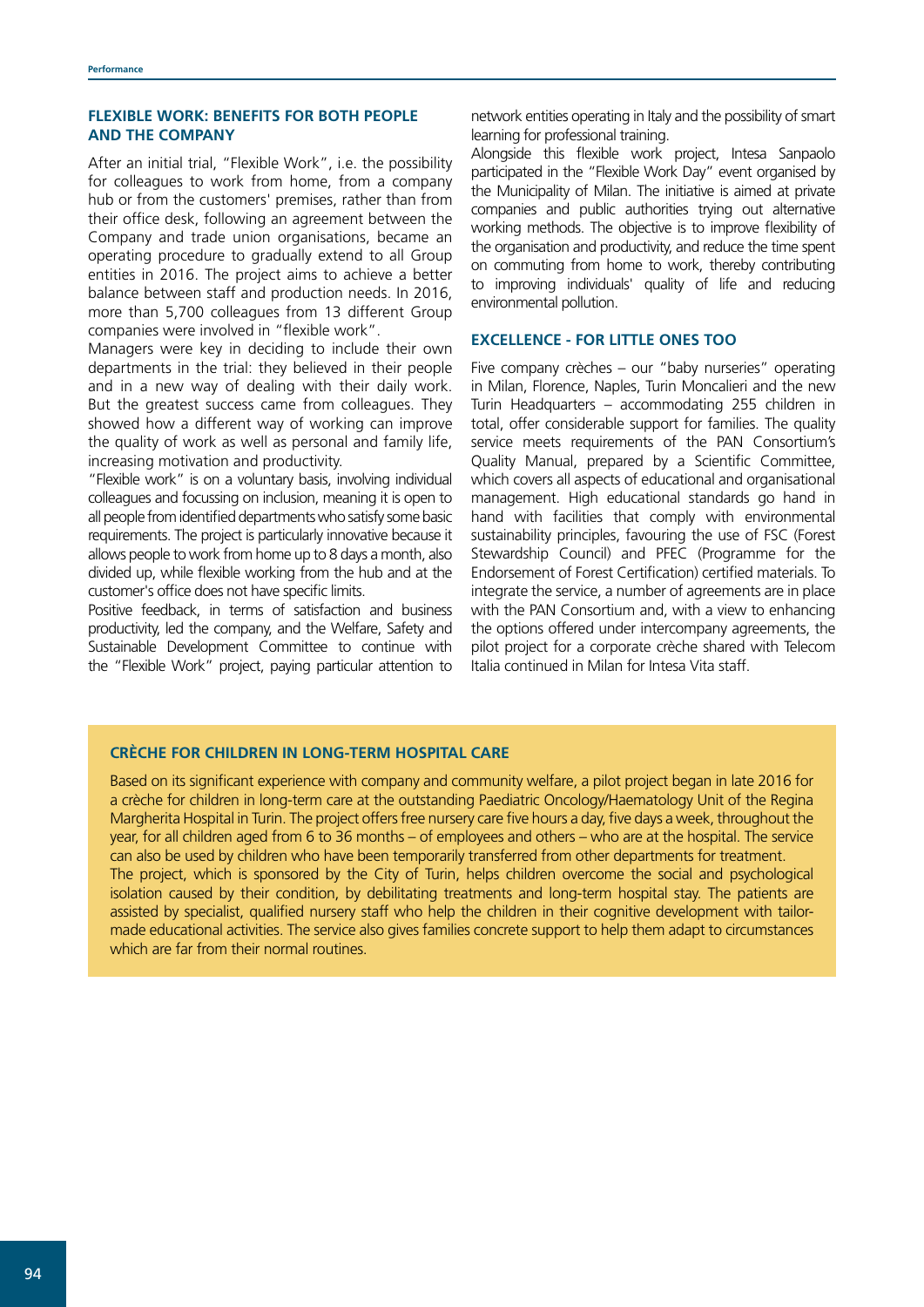## FLEXIBLE WORK: BENEFITS FOR BOTH PEOPLE AND THE COMPANY

After an initial trial, "Flexible Work", i.e. the possibility for colleagues to work from home, from a company hub or from the customers' premises, rather than from their office desk, following an agreement between the Company and trade union organisations, became an operating procedure to gradually extend to all Group entities in 2016. The project aims to achieve a better balance between staff and production needs. In 2016, more than 5,700 colleagues from 13 different Group companies were involved in "flexible work".

Managers were key in deciding to include their own departments in the trial: they believed in their people and in a new way of dealing with their daily work. But the greatest success came from colleagues. They showed how a different way of working can improve the quality of work as well as personal and family life, increasing motivation and productivity.

"Flexible work" is on a voluntary basis, involving individual colleagues and focussing on inclusion, meaning it is open to all people from identified departments who satisfy some basic requirements. The project is particularly innovative because it allows people to work from home up to 8 days a month, also divided up, while flexible working from the hub and at the customer's office does not have specific limits.

Positive feedback, in terms of satisfaction and business productivity, led the company, and the Welfare, Safety and Sustainable Development Committee to continue with the "Flexible Work" project, paying particular attention to network entities operating in Italy and the possibility of smart learning for professional training.

Alongside this flexible work project, Intesa Sanpaolo participated in the "Flexible Work Day" event organised by the Municipality of Milan. The initiative is aimed at private companies and public authorities trying out alternative working methods. The objective is to improve flexibility of the organisation and productivity, and reduce the time spent on commuting from home to work, thereby contributing to improving individuals' quality of life and reducing environmental pollution.

## EXCELLENCE - FOR LITTLE ONES TOO

Five company crèches – our "baby nurseries" operating in Milan, Florence, Naples, Turin Moncalieri and the new Turin Headquarters – accommodating 255 children in total, offer considerable support for families. The quality service meets requirements of the PAN Consortium's Quality Manual, prepared by a Scientific Committee, which covers all aspects of educational and organisational management. High educational standards go hand in hand with facilities that comply with environmental sustainability principles, favouring the use of FSC (Forest Stewardship Council) and PFEC (Programme for the Endorsement of Forest Certification) certified materials. To integrate the service, a number of agreements are in place with the PAN Consortium and, with a view to enhancing the options offered under intercompany agreements, the pilot project for a corporate crèche shared with Telecom Italia continued in Milan for Intesa Vita staff.

## CRÈCHE FOR CHILDREN IN LONG-TERM HOSPITAL CARE

Based on its significant experience with company and community welfare, a pilot project began in late 2016 for a crèche for children in long-term care at the outstanding Paediatric Oncology/Haematology Unit of the Regina Margherita Hospital in Turin. The project offers free nursery care five hours a day, five days a week, throughout the year, for all children aged from 6 to 36 months – of employees and others – who are at the hospital. The service can also be used by children who have been temporarily transferred from other departments for treatment.

The project, which is sponsored by the City of Turin, helps children overcome the social and psychological isolation caused by their condition, by debilitating treatments and long-term hospital stay. The patients are assisted by specialist, qualified nursery staff who help the children in their cognitive development with tailor-made educational activities. The service also gives families concrete support to help them adapt to circumstances which are far from their normal routines.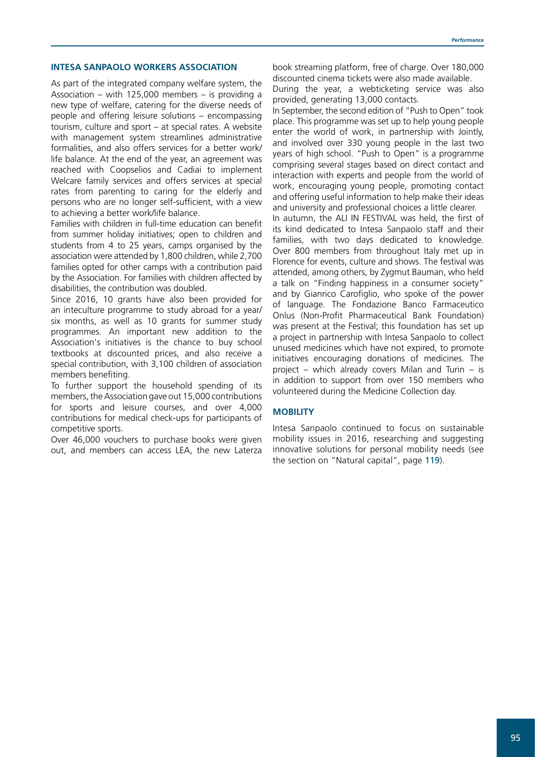## INTESA SANPAOLO WORKERS ASSOCIATION

As part of the integrated company welfare system, the Association – with 125,000 members – is providing a new type of welfare, catering for the diverse needs of people and offering leisure solutions – encompassing tourism, culture and sport – at special rates. A website with management system streamlines administrative formalities, and also offers services for a better work/life balance. At the end of the year, an agreement was reached with Coopselios and Cadiai to implement Welcare family services and offers services at special rates from parenting to caring for the elderly and persons who are no longer self-sufficient, with a view to achieving a better work/life balance.

Families with children in full-time education can benefit from summer holiday initiatives; open to children and students from 4 to 25 years, camps organised by the association were attended by 1,800 children, while 2,700 families opted for other camps with a contribution paid by the Association. For families with children affected by disabilities, the contribution was doubled.

Since 2016, 10 grants have also been provided for an inteculture programme to study abroad for a year/six months, as well as 10 grants for summer study programmes. An important new addition to the Association's initiatives is the chance to buy school textbooks at discounted prices, and also receive a special contribution, with 3,100 children of association members benefiting.

To further support the household spending of its members, the Association gave out 15,000 contributions for sports and leisure courses, and over 4,000 contributions for medical check-ups for participants of competitive sports.

Over 46,000 vouchers to purchase books were given out, and members can access LEA, the new Laterza book streaming platform, free of charge. Over 180,000 discounted cinema tickets were also made available.

During the year, a webticketing service was also provided, generating 13,000 contacts.

In September, the second edition of "Push to Open" took place. This programme was set up to help young people enter the world of work, in partnership with Jointly, and involved over 330 young people in the last two years of high school. "Push to Open" is a programme comprising several stages based on direct contact and interaction with experts and people from the world of work, encouraging young people, promoting contact and offering useful information to help make their ideas and university and professional choices a little clearer.

In autumn, the ALI IN FESTIVAL was held, the first of its kind dedicated to Intesa Sanpaolo staff and their families, with two days dedicated to knowledge. Over 800 members from throughout Italy met up in Florence for events, culture and shows. The festival was attended, among others, by Zygmut Bauman, who held a talk on "Finding happiness in a consumer society" and by Gianrico Carofiglio, who spoke of the power of language. The Fondazione Banco Farmaceutico Onlus (Non-Profit Pharmaceutical Bank Foundation) was present at the Festival; this foundation has set up a project in partnership with Intesa Sanpaolo to collect unused medicines which have not expired, to promote initiatives encouraging donations of medicines. The project – which already covers Milan and Turin – is in addition to support from over 150 members who volunteered during the Medicine Collection day.

## MOBILITY

Intesa Sanpaolo continued to focus on sustainable mobility issues in 2016, researching and suggesting innovative solutions for personal mobility needs (see the section on "Natural capital", page 119).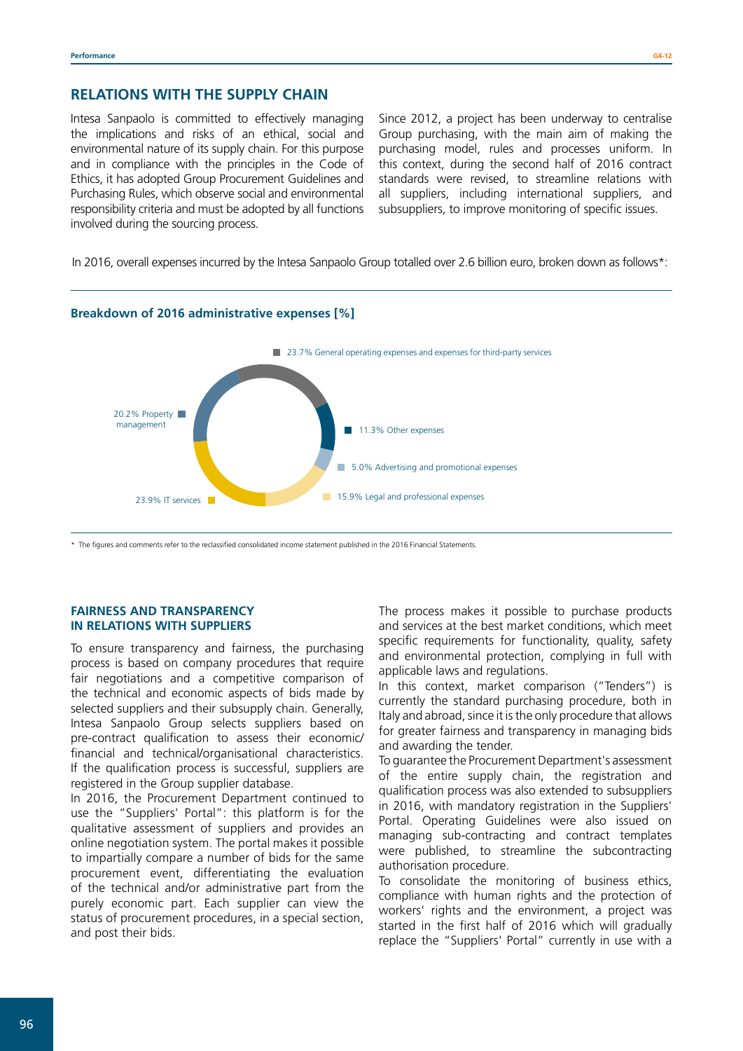## RELATIONS WITH THE SUPPLY CHAIN

Intesa Sanpaolo is committed to effectively managing the implications and risks of an ethical, social and environmental nature of its supply chain. For this purpose and in compliance with the principles in the Code of Ethics, it has adopted Group Procurement Guidelines and Purchasing Rules, which observe social and environmental responsibility criteria and must be adopted by all functions involved during the sourcing process.

Since 2012, a project has been underway to centralise Group purchasing, with the main aim of making the purchasing model, rules and processes uniform. In this context, during the second half of 2016 contract standards were revised, to streamline relations with all suppliers, including international suppliers, and subsuppliers, to improve monitoring of specific issues.

In 2016, overall expenses incurred by the Intesa Sanpaolo Group totalled over 2.6 billion euro, broken down as follows*:

**Breakdown of 2016 administrative expenses [%]**

- 23.7% General operating expenses and expenses for third-party services
- 11.3% Other expenses
- 5.0% Advertising and promotional expenses
- 15.9% Legal and professional expenses
- 23.9% IT services
- 20.2% Property management

\* The figures and comments refer to the reclassified consolidated income statement published in the 2016 Financial Statements.

### FAIRNESS AND TRANSPARENCY IN RELATIONS WITH SUPPLIERS

To ensure transparency and fairness, the purchasing process is based on company procedures that require fair negotiations and a competitive comparison of the technical and economic aspects of bids made by selected suppliers and their subsupply chain. Generally, Intesa Sanpaolo Group selects suppliers based on pre-contract qualification to assess their economic/ financial and technical/organisational characteristics. If the qualification process is successful, suppliers are registered in the Group supplier database.

In 2016, the Procurement Department continued to use the "Suppliers' Portal": this platform is for the qualitative assessment of suppliers and provides an online negotiation system. The portal makes it possible to impartially compare a number of bids for the same procurement event, differentiating the evaluation of the technical and/or administrative part from the purely economic part. Each supplier can view the status of procurement procedures, in a special section, and post their bids.

The process makes it possible to purchase products and services at the best market conditions, which meet specific requirements for functionality, quality, safety and environmental protection, complying in full with applicable laws and regulations.

In this context, market comparison ("Tenders") is currently the standard purchasing procedure, both in Italy and abroad, since it is the only procedure that allows for greater fairness and transparency in managing bids and awarding the tender.

To guarantee the Procurement Department's assessment of the entire supply chain, the registration and qualification process was also extended to subsuppliers in 2016, with mandatory registration in the Suppliers' Portal. Operating Guidelines were also issued on managing sub-contracting and contract templates were published, to streamline the subcontracting authorisation procedure.

To consolidate the monitoring of business ethics, compliance with human rights and the protection of workers' rights and the environment, a project was started in the first half of 2016 which will gradually replace the "Suppliers' Portal" currently in use with a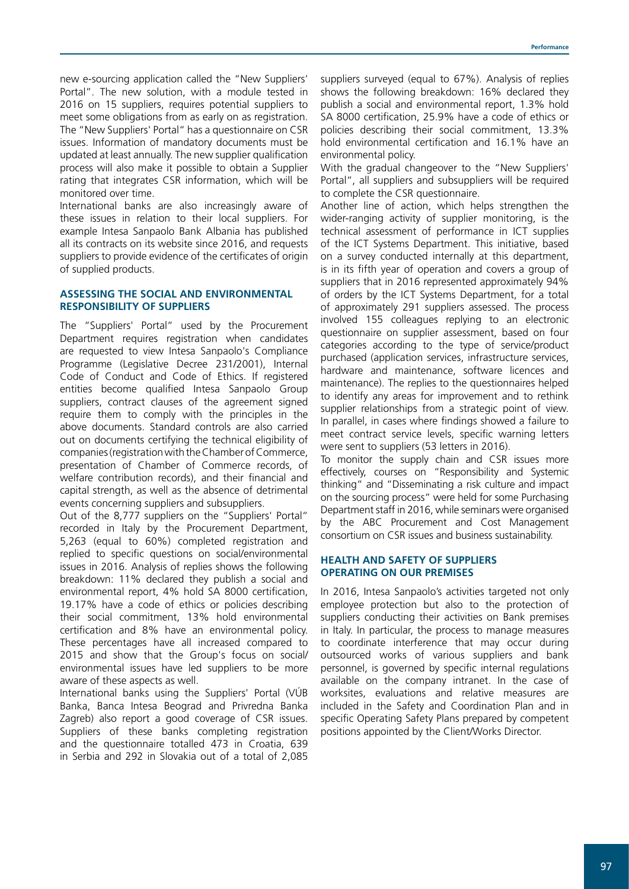new e-sourcing application called the "New Suppliers' Portal". The new solution, with a module tested in 2016 on 15 suppliers, requires potential suppliers to meet some obligations from as early on as registration. The "New Suppliers' Portal" has a questionnaire on CSR issues. Information of mandatory documents must be updated at least annually. The new supplier qualification process will also make it possible to obtain a Supplier rating that integrates CSR information, which will be monitored over time.

International banks are also increasingly aware of these issues in relation to their local suppliers. For example Intesa Sanpaolo Bank Albania has published all its contracts on its website since 2016, and requests suppliers to provide evidence of the certificates of origin of supplied products.

### ASSESSING THE SOCIAL AND ENVIRONMENTAL RESPONSIBILITY OF SUPPLIERS

The "Suppliers' Portal" used by the Procurement Department requires registration when candidates are requested to view Intesa Sanpaolo's Compliance Programme (Legislative Decree 231/2001), Internal Code of Conduct and Code of Ethics. If registered entities become qualified Intesa Sanpaolo Group suppliers, contract clauses of the agreement signed require them to comply with the principles in the above documents. Standard controls are also carried out on documents certifying the technical eligibility of companies (registration with the Chamber of Commerce, presentation of Chamber of Commerce records, of welfare contribution records), and their financial and capital strength, as well as the absence of detrimental events concerning suppliers and subsuppliers.

Out of the 8,777 suppliers on the "Suppliers' Portal" recorded in Italy by the Procurement Department, 5,263 (equal to 60%) completed registration and replied to specific questions on social/environmental issues in 2016. Analysis of replies shows the following breakdown: 11% declared they publish a social and environmental report, 4% hold SA 8000 certification, 19.17% have a code of ethics or policies describing their social commitment, 13% hold environmental certification and 8% have an environmental policy. These percentages have all increased compared to 2015 and show that the Group's focus on social/environmental issues have led suppliers to be more aware of these aspects as well.

International banks using the Suppliers' Portal (VÚB Banka, Banca Intesa Beograd and Privredna Banka Zagreb) also report a good coverage of CSR issues. Suppliers of these banks completing registration and the questionnaire totalled 473 in Croatia, 639 in Serbia and 292 in Slovakia out of a total of 2,085 suppliers surveyed (equal to 67%). Analysis of replies shows the following breakdown: 16% declared they publish a social and environmental report, 1.3% hold SA 8000 certification, 25.9% have a code of ethics or policies describing their social commitment, 13.3% hold environmental certification and 16.1% have an environmental policy.

With the gradual changeover to the "New Suppliers' Portal", all suppliers and subsuppliers will be required to complete the CSR questionnaire.

Another line of action, which helps strengthen the wider-ranging activity of supplier monitoring, is the technical assessment of performance in ICT supplies of the ICT Systems Department. This initiative, based on a survey conducted internally at this department, is in its fifth year of operation and covers a group of suppliers that in 2016 represented approximately 94% of orders by the ICT Systems Department, for a total of approximately 291 suppliers assessed. The process involved 155 colleagues replying to an electronic questionnaire on supplier assessment, based on four categories according to the type of service/product purchased (application services, infrastructure services, hardware and maintenance, software licences and maintenance). The replies to the questionnaires helped to identify any areas for improvement and to rethink supplier relationships from a strategic point of view. In parallel, in cases where findings showed a failure to meet contract service levels, specific warning letters were sent to suppliers (53 letters in 2016).

To monitor the supply chain and CSR issues more effectively, courses on "Responsibility and Systemic thinking" and "Disseminating a risk culture and impact on the sourcing process" were held for some Purchasing Department staff in 2016, while seminars were organised by the ABC Procurement and Cost Management consortium on CSR issues and business sustainability.

### HEALTH AND SAFETY OF SUPPLIERS OPERATING ON OUR PREMISES

In 2016, Intesa Sanpaolo's activities targeted not only employee protection but also to the protection of suppliers conducting their activities on Bank premises in Italy. In particular, the process to manage measures to coordinate interference that may occur during outsourced works of various suppliers and bank personnel, is governed by specific internal regulations available on the company intranet. In the case of worksites, evaluations and relative measures are included in the Safety and Coordination Plan and in specific Operating Safety Plans prepared by competent positions appointed by the Client/Works Director.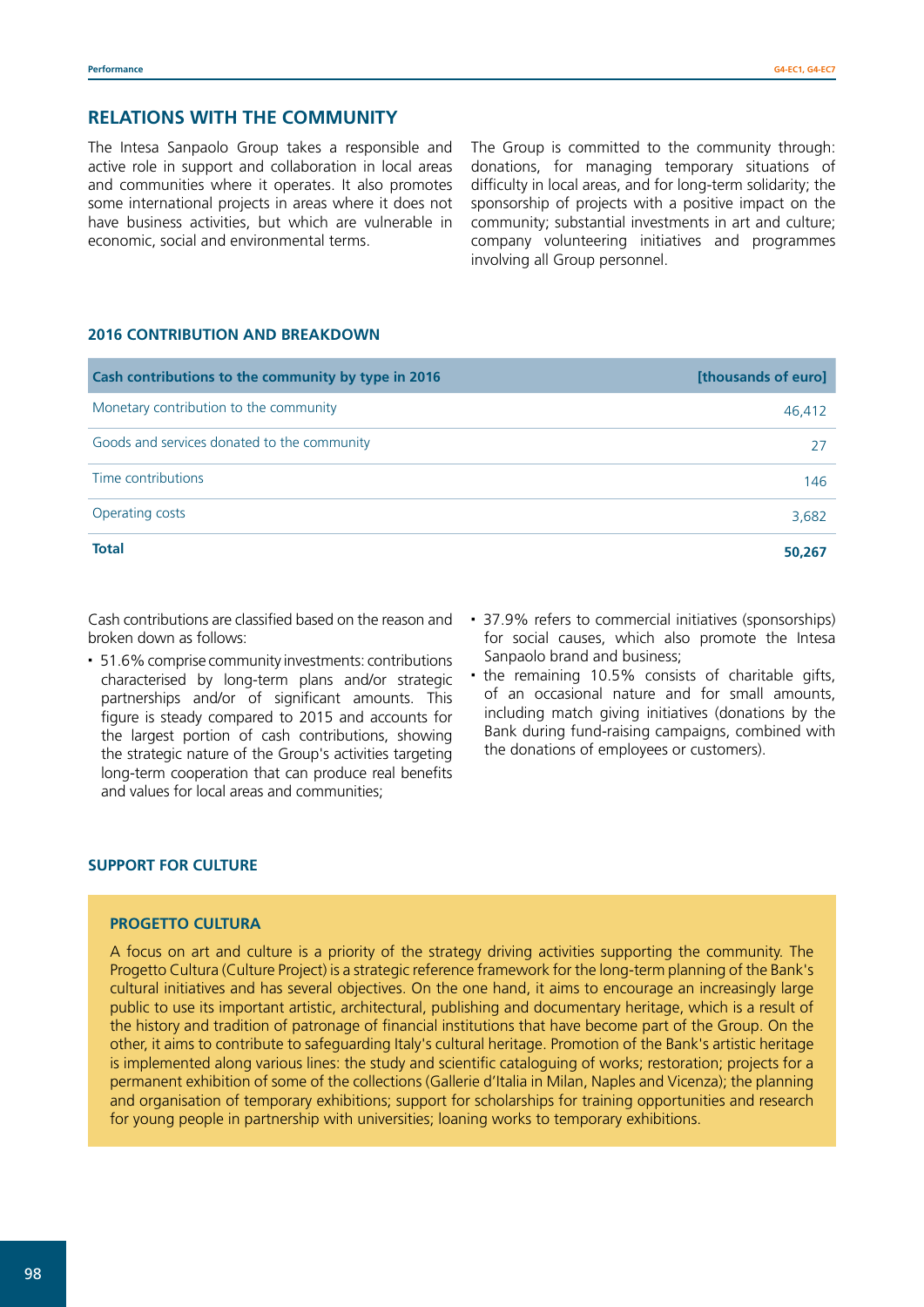## RELATIONS WITH THE COMMUNITY

The Intesa Sanpaolo Group takes a responsible and active role in support and collaboration in local areas and communities where it operates. It also promotes some international projects in areas where it does not have business activities, but which are vulnerable in economic, social and environmental terms.

The Group is committed to the community through: donations, for managing temporary situations of difficulty in local areas, and for long-term solidarity; the sponsorship of projects with a positive impact on the community; substantial investments in art and culture; company volunteering initiatives and programmes involving all Group personnel.

### 2016 CONTRIBUTION AND BREAKDOWN

| Cash contributions to the community by type in 2016 | [thousands of euro] |
|---|---|
| Monetary contribution to the community | 46,412 |
| Goods and services donated to the community | 27 |
| Time contributions | 146 |
| Operating costs | 3,682 |
| **Total** | **50,267** |

Cash contributions are classified based on the reason and broken down as follows:

- 51.6% comprise community investments: contributions characterised by long-term plans and/or strategic partnerships and/or of significant amounts. This figure is steady compared to 2015 and accounts for the largest portion of cash contributions, showing the strategic nature of the Group's activities targeting long-term cooperation that can produce real benefits and values for local areas and communities;
- 37.9% refers to commercial initiatives (sponsorships) for social causes, which also promote the Intesa Sanpaolo brand and business;
- the remaining 10.5% consists of charitable gifts, of an occasional nature and for small amounts, including match giving initiatives (donations by the Bank during fund-raising campaigns, combined with the donations of employees or customers).

### SUPPORT FOR CULTURE

#### PROGETTO CULTURA

A focus on art and culture is a priority of the strategy driving activities supporting the community. The Progetto Cultura (Culture Project) is a strategic reference framework for the long-term planning of the Bank's cultural initiatives and has several objectives. On the one hand, it aims to encourage an increasingly large public to use its important artistic, architectural, publishing and documentary heritage, which is a result of the history and tradition of patronage of financial institutions that have become part of the Group. On the other, it aims to contribute to safeguarding Italy's cultural heritage. Promotion of the Bank's artistic heritage is implemented along various lines: the study and scientific cataloguing of works; restoration; projects for a permanent exhibition of some of the collections (Gallerie d'Italia in Milan, Naples and Vicenza); the planning and organisation of temporary exhibitions; support for scholarships for training opportunities and research for young people in partnership with universities; loaning works to temporary exhibitions.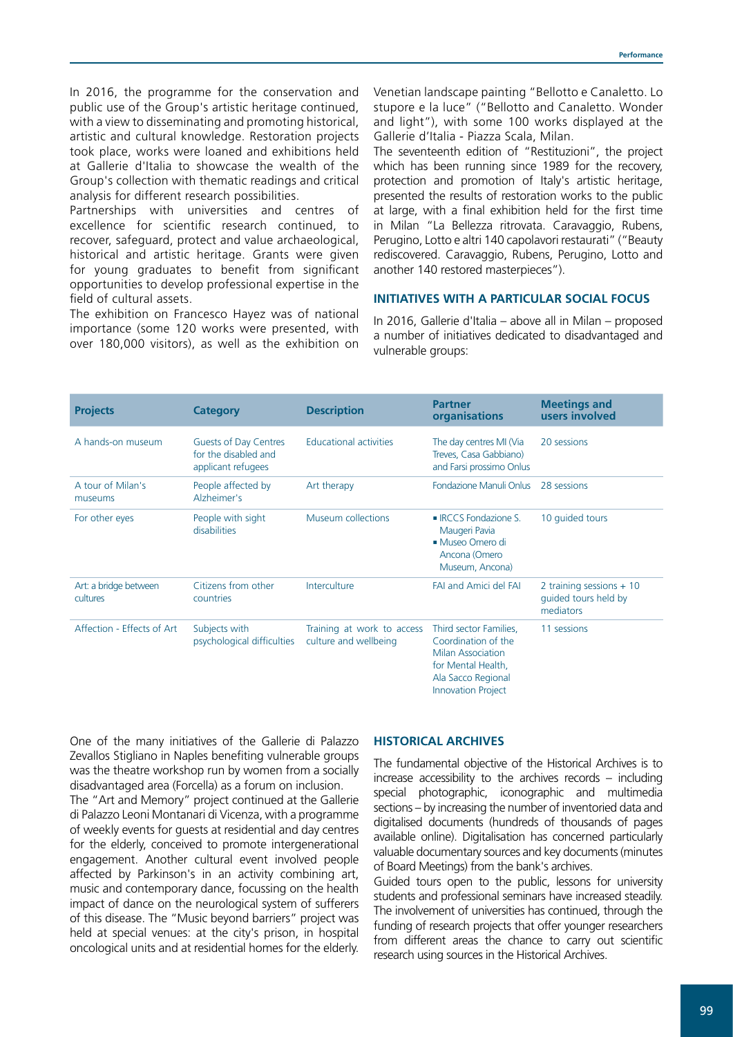In 2016, the programme for the conservation and public use of the Group's artistic heritage continued, with a view to disseminating and promoting historical, artistic and cultural knowledge. Restoration projects took place, works were loaned and exhibitions held at Gallerie d'Italia to showcase the wealth of the Group's collection with thematic readings and critical analysis for different research possibilities.

Partnerships with universities and centres of excellence for scientific research continued, to recover, safeguard, protect and value archaeological, historical and artistic heritage. Grants were given for young graduates to benefit from significant opportunities to develop professional expertise in the field of cultural assets.

The exhibition on Francesco Hayez was of national importance (some 120 works were presented, with over 180,000 visitors), as well as the exhibition on Venetian landscape painting "Bellotto e Canaletto. Lo stupore e la luce" ("Bellotto and Canaletto. Wonder and light"), with some 100 works displayed at the Gallerie d'Italia - Piazza Scala, Milan.

The seventeenth edition of "Restituzioni", the project which has been running since 1989 for the recovery, protection and promotion of Italy's artistic heritage, presented the results of restoration works to the public at large, with a final exhibition held for the first time in Milan "La Bellezza ritrovata. Caravaggio, Rubens, Perugino, Lotto e altri 140 capolavori restaurati" ("Beauty rediscovered. Caravaggio, Rubens, Perugino, Lotto and another 140 restored masterpieces").

### INITIATIVES WITH A PARTICULAR SOCIAL FOCUS

In 2016, Gallerie d'Italia – above all in Milan – proposed a number of initiatives dedicated to disadvantaged and vulnerable groups:

| Projects | Category | Description | Partner organisations | Meetings and users involved |
|---|---|---|---|---|
| A hands-on museum | Guests of Day Centres for the disabled and applicant refugees | Educational activities | The day centres MI (Via Treves, Casa Gabbiano) and Farsi prossimo Onlus | 20 sessions |
| A tour of Milan's museums | People affected by Alzheimer's | Art therapy | Fondazione Manuli Onlus | 28 sessions |
| For other eyes | People with sight disabilities | Museum collections | ▪ IRCCS Fondazione S. Maugeri Pavia<br>▪ Museo Omero di Ancona (Omero Museum, Ancona) | 10 guided tours |
| Art: a bridge between cultures | Citizens from other countries | Interculture | FAI and Amici del FAI | 2 training sessions + 10 guided tours held by mediators |
| Affection - Effects of Art | Subjects with psychological difficulties | Training at work to access culture and wellbeing | Third sector Families, Coordination of the Milan Association for Mental Health, Ala Sacco Regional Innovation Project | 11 sessions |

One of the many initiatives of the Gallerie di Palazzo Zevallos Stigliano in Naples benefiting vulnerable groups was the theatre workshop run by women from a socially disadvantaged area (Forcella) as a forum on inclusion.

The "Art and Memory" project continued at the Gallerie di Palazzo Leoni Montanari di Vicenza, with a programme of weekly events for guests at residential and day centres for the elderly, conceived to promote intergenerational engagement. Another cultural event involved people affected by Parkinson's in an activity combining art, music and contemporary dance, focussing on the health impact of dance on the neurological system of sufferers of this disease. The "Music beyond barriers" project was held at special venues: at the city's prison, in hospital oncological units and at residential homes for the elderly.

### HISTORICAL ARCHIVES

The fundamental objective of the Historical Archives is to increase accessibility to the archives records – including special photographic, iconographic and multimedia sections – by increasing the number of inventoried data and digitalised documents (hundreds of thousands of pages available online). Digitalisation has concerned particularly valuable documentary sources and key documents (minutes of Board Meetings) from the bank's archives.

Guided tours open to the public, lessons for university students and professional seminars have increased steadily. The involvement of universities has continued, through the funding of research projects that offer younger researchers from different areas the chance to carry out scientific research using sources in the Historical Archives.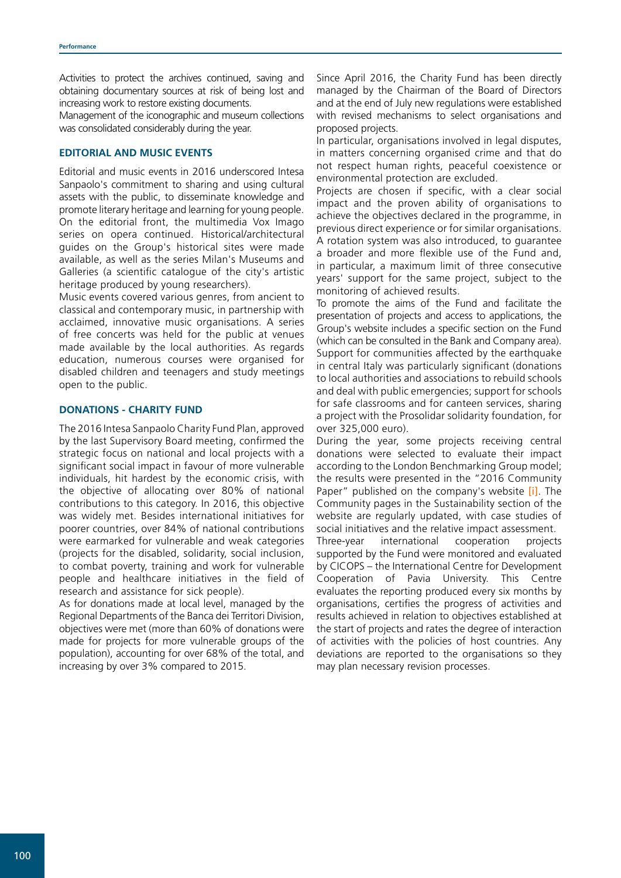Activities to protect the archives continued, saving and obtaining documentary sources at risk of being lost and increasing work to restore existing documents.

Management of the iconographic and museum collections was consolidated considerably during the year.

### EDITORIAL AND MUSIC EVENTS

Editorial and music events in 2016 underscored Intesa Sanpaolo's commitment to sharing and using cultural assets with the public, to disseminate knowledge and promote literary heritage and learning for young people. On the editorial front, the multimedia Vox Imago series on opera continued. Historical/architectural guides on the Group's historical sites were made available, as well as the series Milan's Museums and Galleries (a scientific catalogue of the city's artistic heritage produced by young researchers).

Music events covered various genres, from ancient to classical and contemporary music, in partnership with acclaimed, innovative music organisations. A series of free concerts was held for the public at venues made available by the local authorities. As regards education, numerous courses were organised for disabled children and teenagers and study meetings open to the public.

### DONATIONS - CHARITY FUND

The 2016 Intesa Sanpaolo Charity Fund Plan, approved by the last Supervisory Board meeting, confirmed the strategic focus on national and local projects with a significant social impact in favour of more vulnerable individuals, hit hardest by the economic crisis, with the objective of allocating over 80% of national contributions to this category. In 2016, this objective was widely met. Besides international initiatives for poorer countries, over 84% of national contributions were earmarked for vulnerable and weak categories (projects for the disabled, solidarity, social inclusion, to combat poverty, training and work for vulnerable people and healthcare initiatives in the field of research and assistance for sick people).

As for donations made at local level, managed by the Regional Departments of the Banca dei Territori Division, objectives were met (more than 60% of donations were made for projects for more vulnerable groups of the population), accounting for over 68% of the total, and increasing by over 3% compared to 2015.

Since April 2016, the Charity Fund has been directly managed by the Chairman of the Board of Directors and at the end of July new regulations were established with revised mechanisms to select organisations and proposed projects.

In particular, organisations involved in legal disputes, in matters concerning organised crime and that do not respect human rights, peaceful coexistence or environmental protection are excluded.

Projects are chosen if specific, with a clear social impact and the proven ability of organisations to achieve the objectives declared in the programme, in previous direct experience or for similar organisations. A rotation system was also introduced, to guarantee a broader and more flexible use of the Fund and, in particular, a maximum limit of three consecutive years' support for the same project, subject to the monitoring of achieved results.

To promote the aims of the Fund and facilitate the presentation of projects and access to applications, the Group's website includes a specific section on the Fund (which can be consulted in the Bank and Company area). Support for communities affected by the earthquake in central Italy was particularly significant (donations to local authorities and associations to rebuild schools and deal with public emergencies; support for schools for safe classrooms and for canteen services, sharing a project with the Prosolidar solidarity foundation, for over 325,000 euro).

During the year, some projects receiving central donations were selected to evaluate their impact according to the London Benchmarking Group model; the results were presented in the "2016 Community Paper" published on the company's website [i]. The Community pages in the Sustainability section of the website are regularly updated, with case studies of social initiatives and the relative impact assessment.

Three-year international cooperation projects supported by the Fund were monitored and evaluated by CICOPS – the International Centre for Development Cooperation of Pavia University. This Centre evaluates the reporting produced every six months by organisations, certifies the progress of activities and results achieved in relation to objectives established at the start of projects and rates the degree of interaction of activities with the policies of host countries. Any deviations are reported to the organisations so they may plan necessary revision processes.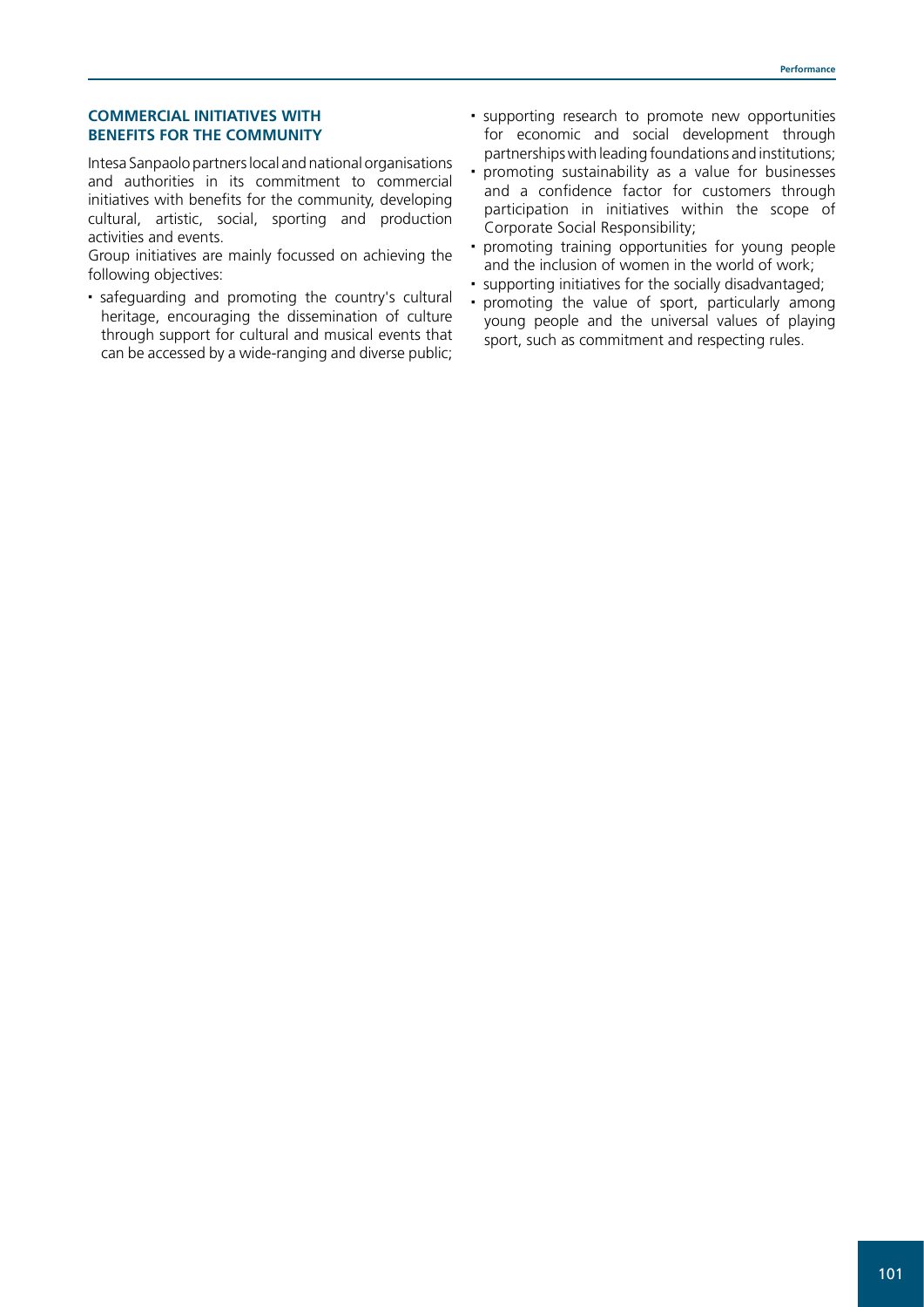## COMMERCIAL INITIATIVES WITH BENEFITS FOR THE COMMUNITY

Intesa Sanpaolo partners local and national organisations and authorities in its commitment to commercial initiatives with benefits for the community, developing cultural, artistic, social, sporting and production activities and events.

Group initiatives are mainly focussed on achieving the following objectives:

- safeguarding and promoting the country's cultural heritage, encouraging the dissemination of culture through support for cultural and musical events that can be accessed by a wide-ranging and diverse public;
- supporting research to promote new opportunities for economic and social development through partnerships with leading foundations and institutions;
- promoting sustainability as a value for businesses and a confidence factor for customers through participation in initiatives within the scope of Corporate Social Responsibility;
- promoting training opportunities for young people and the inclusion of women in the world of work;
- supporting initiatives for the socially disadvantaged;
- promoting the value of sport, particularly among young people and the universal values of playing sport, such as commitment and respecting rules.